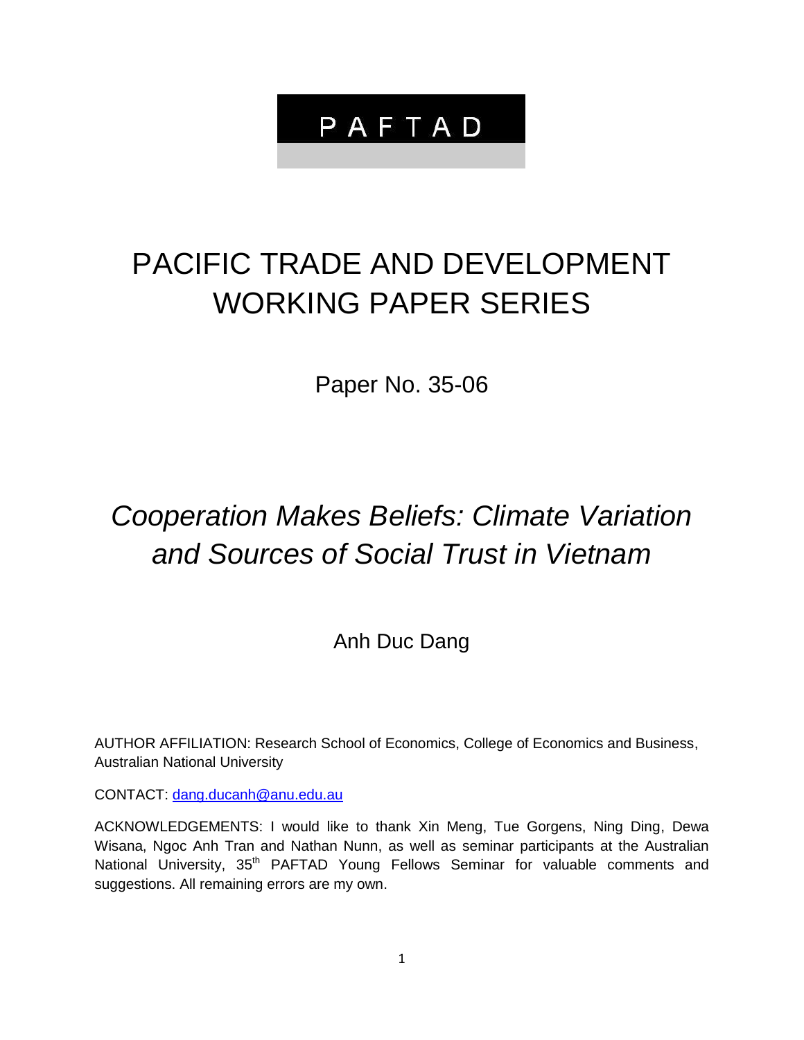# PAFTAD

# PACIFIC TRADE AND DEVELOPMENT WORKING PAPER SERIES

Paper No. 35-06

## *Cooperation Makes Beliefs: Climate Variation and Sources of Social Trust in Vietnam*

Anh Duc Dang

AUTHOR AFFILIATION: Research School of Economics, College of Economics and Business, Australian National University

CONTACT: [dang.ducanh@anu.edu.au](mailto:dang.ducanh@anu.edu.au)

ACKNOWLEDGEMENTS: I would like to thank Xin Meng, Tue Gorgens, Ning Ding, Dewa Wisana, Ngoc Anh Tran and Nathan Nunn, as well as seminar participants at the Australian National University, 35th PAFTAD Young Fellows Seminar for valuable comments and suggestions. All remaining errors are my own.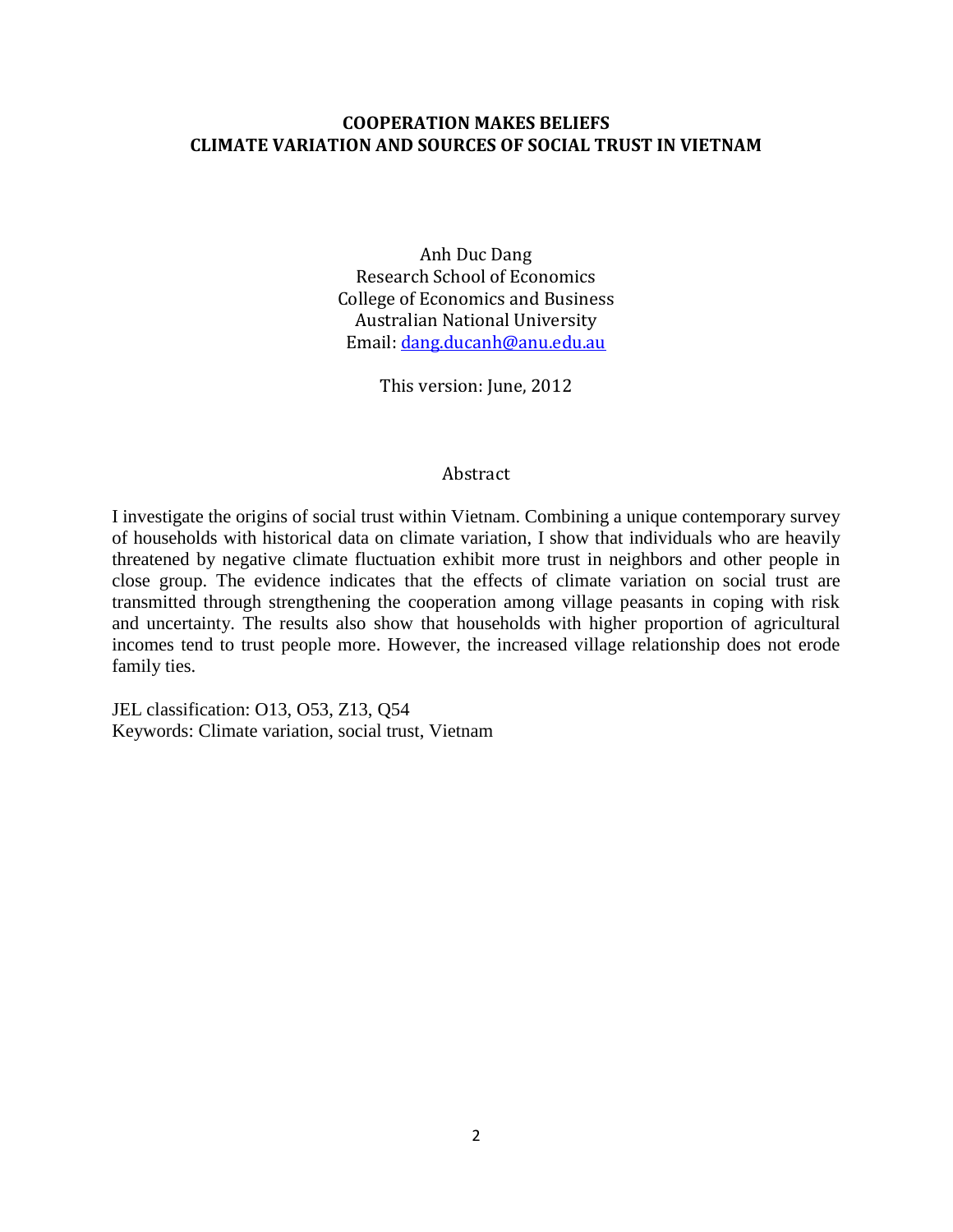# COOPERATION MAKES BELIEFS
# CLIMATE VARIATION AND SOURCES OF SOCIAL TRUST IN VIETNAM

Anh Duc Dang
Research School of Economics
College of Economics and Business
Australian National University
Email: dang.ducanh@anu.edu.au

This version: June, 2012

## Abstract

I investigate the origins of social trust within Vietnam. Combining a unique contemporary survey of households with historical data on climate variation, I show that individuals who are heavily threatened by negative climate fluctuation exhibit more trust in neighbors and other people in close group. The evidence indicates that the effects of climate variation on social trust are transmitted through strengthening the cooperation among village peasants in coping with risk and uncertainty. The results also show that households with higher proportion of agricultural incomes tend to trust people more. However, the increased village relationship does not erode family ties.

JEL classification: O13, O53, Z13, Q54
Keywords: Climate variation, social trust, Vietnam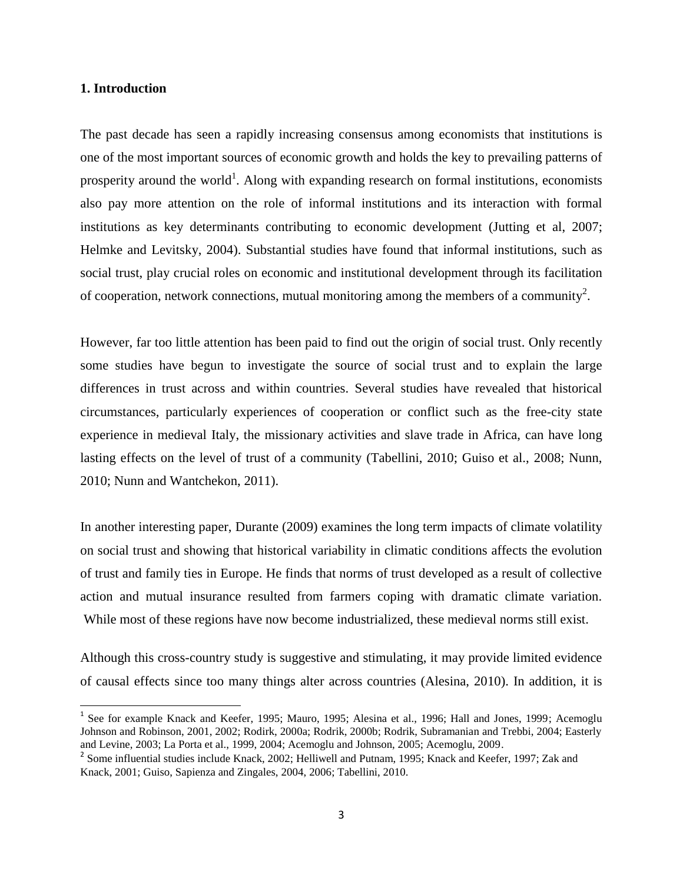## 1. Introduction

The past decade has seen a rapidly increasing consensus among economists that institutions is one of the most important sources of economic growth and holds the key to prevailing patterns of prosperity around the world[1]. Along with expanding research on formal institutions, economists also pay more attention on the role of informal institutions and its interaction with formal institutions as key determinants contributing to economic development (Jutting et al, 2007; Helmke and Levitsky, 2004). Substantial studies have found that informal institutions, such as social trust, play crucial roles on economic and institutional development through its facilitation of cooperation, network connections, mutual monitoring among the members of a community[2].

However, far too little attention has been paid to find out the origin of social trust. Only recently some studies have begun to investigate the source of social trust and to explain the large differences in trust across and within countries. Several studies have revealed that historical circumstances, particularly experiences of cooperation or conflict such as the free-city state experience in medieval Italy, the missionary activities and slave trade in Africa, can have long lasting effects on the level of trust of a community (Tabellini, 2010; Guiso et al., 2008; Nunn, 2010; Nunn and Wantchekon, 2011).

In another interesting paper, Durante (2009) examines the long term impacts of climate volatility on social trust and showing that historical variability in climatic conditions affects the evolution of trust and family ties in Europe. He finds that norms of trust developed as a result of collective action and mutual insurance resulted from farmers coping with dramatic climate variation. While most of these regions have now become industrialized, these medieval norms still exist.

Although this cross-country study is suggestive and stimulating, it may provide limited evidence of causal effects since too many things alter across countries (Alesina, 2010). In addition, it is

---

[1] See for example Knack and Keefer, 1995; Mauro, 1995; Alesina et al., 1996; Hall and Jones, 1999; Acemoglu Johnson and Robinson, 2001, 2002; Rodirk, 2000a; Rodrik, 2000b; Rodrik, Subramanian and Trebbi, 2004; Easterly and Levine, 2003; La Porta et al., 1999, 2004; Acemoglu and Johnson, 2005; Acemoglu, 2009.

[2] Some influential studies include Knack, 2002; Helliwell and Putnam, 1995; Knack and Keefer, 1997; Zak and Knack, 2001; Guiso, Sapienza and Zingales, 2004, 2006; Tabellini, 2010.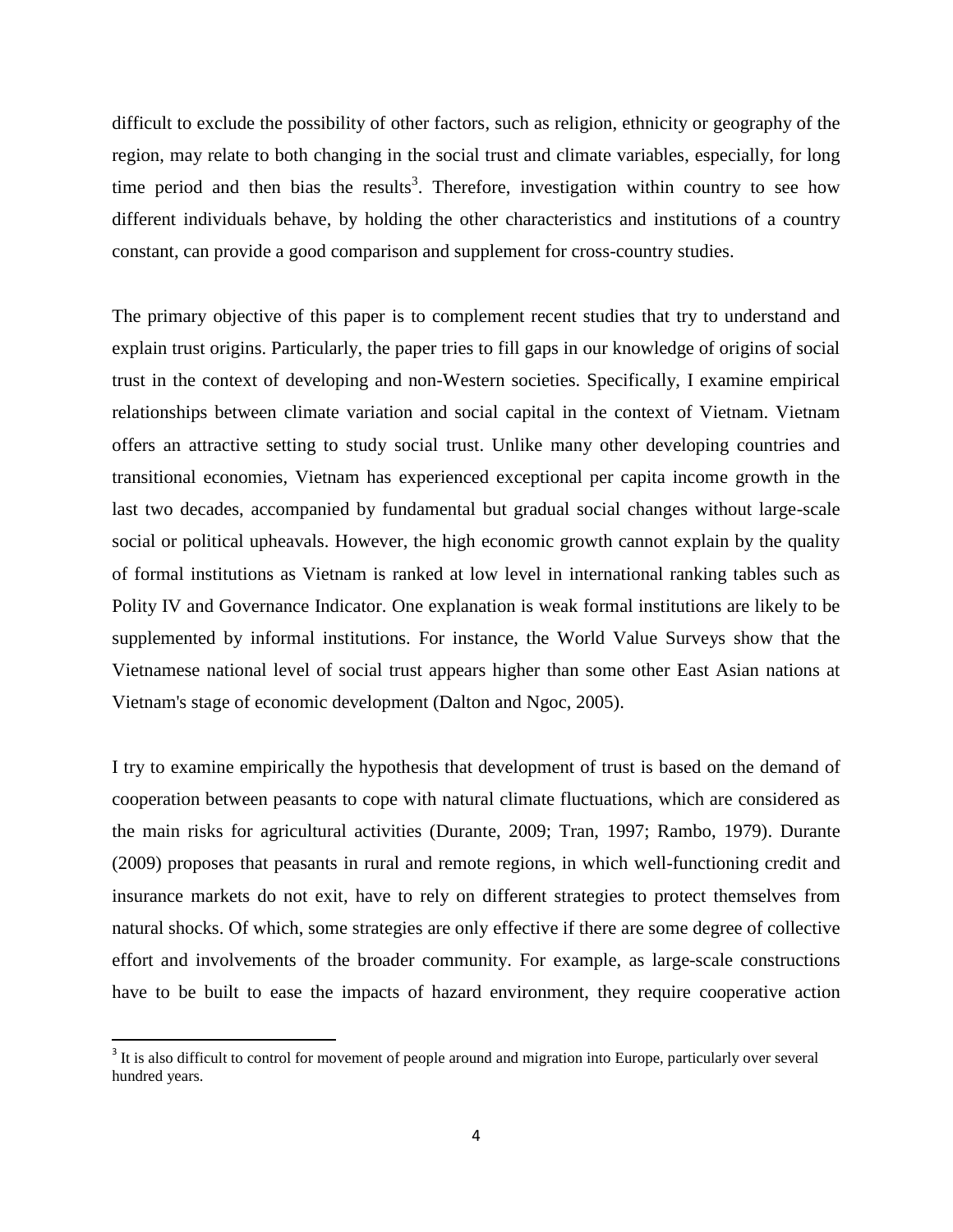difficult to exclude the possibility of other factors, such as religion, ethnicity or geography of the region, may relate to both changing in the social trust and climate variables, especially, for long time period and then bias the results[3]. Therefore, investigation within country to see how different individuals behave, by holding the other characteristics and institutions of a country constant, can provide a good comparison and supplement for cross-country studies.

The primary objective of this paper is to complement recent studies that try to understand and explain trust origins. Particularly, the paper tries to fill gaps in our knowledge of origins of social trust in the context of developing and non-Western societies. Specifically, I examine empirical relationships between climate variation and social capital in the context of Vietnam. Vietnam offers an attractive setting to study social trust. Unlike many other developing countries and transitional economies, Vietnam has experienced exceptional per capita income growth in the last two decades, accompanied by fundamental but gradual social changes without large-scale social or political upheavals. However, the high economic growth cannot explain by the quality of formal institutions as Vietnam is ranked at low level in international ranking tables such as Polity IV and Governance Indicator. One explanation is weak formal institutions are likely to be supplemented by informal institutions. For instance, the World Value Surveys show that the Vietnamese national level of social trust appears higher than some other East Asian nations at Vietnam's stage of economic development (Dalton and Ngoc, 2005).

I try to examine empirically the hypothesis that development of trust is based on the demand of cooperation between peasants to cope with natural climate fluctuations, which are considered as the main risks for agricultural activities (Durante, 2009; Tran, 1997; Rambo, 1979). Durante (2009) proposes that peasants in rural and remote regions, in which well-functioning credit and insurance markets do not exit, have to rely on different strategies to protect themselves from natural shocks. Of which, some strategies are only effective if there are some degree of collective effort and involvements of the broader community. For example, as large-scale constructions have to be built to ease the impacts of hazard environment, they require cooperative action

[3] It is also difficult to control for movement of people around and migration into Europe, particularly over several hundred years.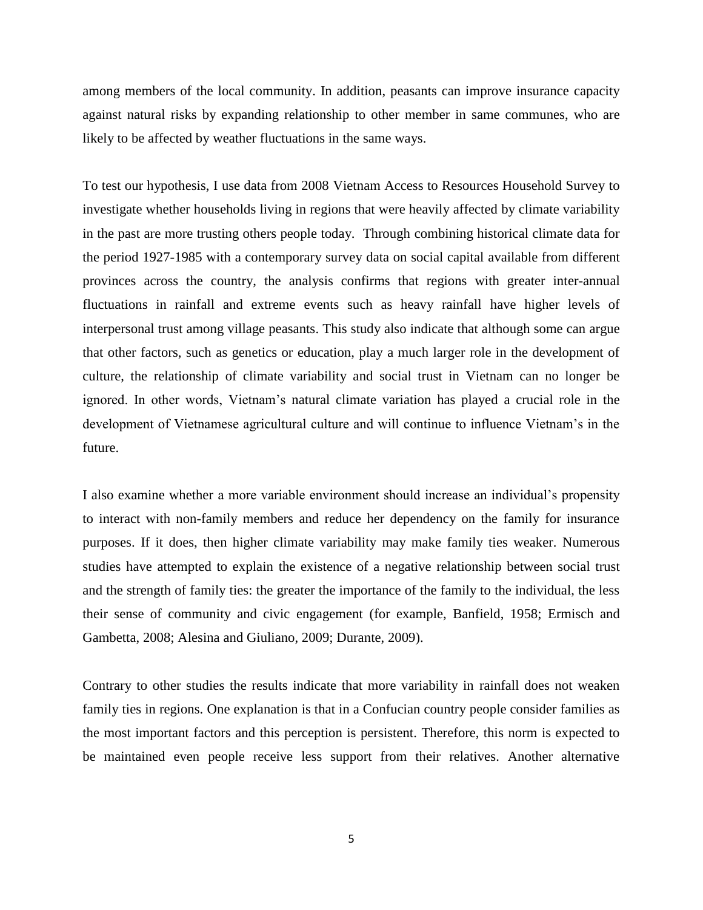among members of the local community. In addition, peasants can improve insurance capacity against natural risks by expanding relationship to other member in same communes, who are likely to be affected by weather fluctuations in the same ways.

To test our hypothesis, I use data from 2008 Vietnam Access to Resources Household Survey to investigate whether households living in regions that were heavily affected by climate variability in the past are more trusting others people today. Through combining historical climate data for the period 1927-1985 with a contemporary survey data on social capital available from different provinces across the country, the analysis confirms that regions with greater inter-annual fluctuations in rainfall and extreme events such as heavy rainfall have higher levels of interpersonal trust among village peasants. This study also indicate that although some can argue that other factors, such as genetics or education, play a much larger role in the development of culture, the relationship of climate variability and social trust in Vietnam can no longer be ignored. In other words, Vietnam's natural climate variation has played a crucial role in the development of Vietnamese agricultural culture and will continue to influence Vietnam's in the future.

I also examine whether a more variable environment should increase an individual's propensity to interact with non-family members and reduce her dependency on the family for insurance purposes. If it does, then higher climate variability may make family ties weaker. Numerous studies have attempted to explain the existence of a negative relationship between social trust and the strength of family ties: the greater the importance of the family to the individual, the less their sense of community and civic engagement (for example, Banfield, 1958; Ermisch and Gambetta, 2008; Alesina and Giuliano, 2009; Durante, 2009).

Contrary to other studies the results indicate that more variability in rainfall does not weaken family ties in regions. One explanation is that in a Confucian country people consider families as the most important factors and this perception is persistent. Therefore, this norm is expected to be maintained even people receive less support from their relatives. Another alternative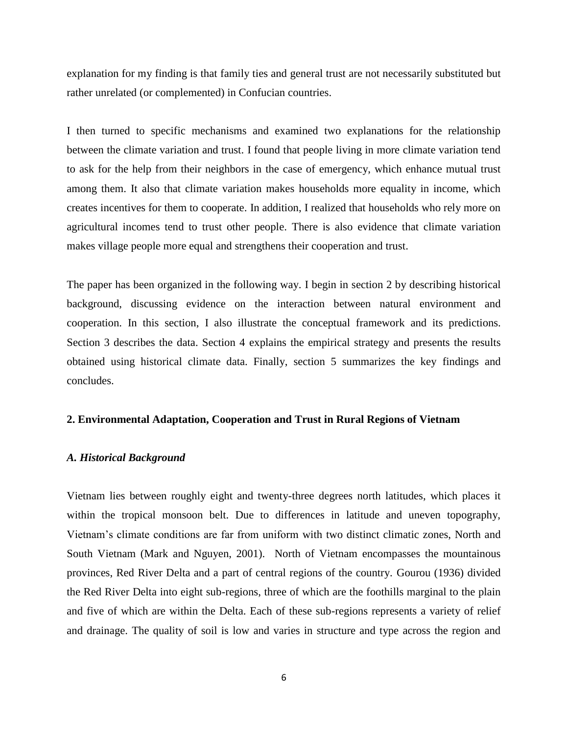explanation for my finding is that family ties and general trust are not necessarily substituted but rather unrelated (or complemented) in Confucian countries.

I then turned to specific mechanisms and examined two explanations for the relationship between the climate variation and trust. I found that people living in more climate variation tend to ask for the help from their neighbors in the case of emergency, which enhance mutual trust among them. It also that climate variation makes households more equality in income, which creates incentives for them to cooperate. In addition, I realized that households who rely more on agricultural incomes tend to trust other people. There is also evidence that climate variation makes village people more equal and strengthens their cooperation and trust.

The paper has been organized in the following way. I begin in section 2 by describing historical background, discussing evidence on the interaction between natural environment and cooperation. In this section, I also illustrate the conceptual framework and its predictions. Section 3 describes the data. Section 4 explains the empirical strategy and presents the results obtained using historical climate data. Finally, section 5 summarizes the key findings and concludes.

## 2. Environmental Adaptation, Cooperation and Trust in Rural Regions of Vietnam

### *A. Historical Background*

Vietnam lies between roughly eight and twenty-three degrees north latitudes, which places it within the tropical monsoon belt. Due to differences in latitude and uneven topography, Vietnam's climate conditions are far from uniform with two distinct climatic zones, North and South Vietnam (Mark and Nguyen, 2001). North of Vietnam encompasses the mountainous provinces, Red River Delta and a part of central regions of the country. Gourou (1936) divided the Red River Delta into eight sub-regions, three of which are the foothills marginal to the plain and five of which are within the Delta. Each of these sub-regions represents a variety of relief and drainage. The quality of soil is low and varies in structure and type across the region and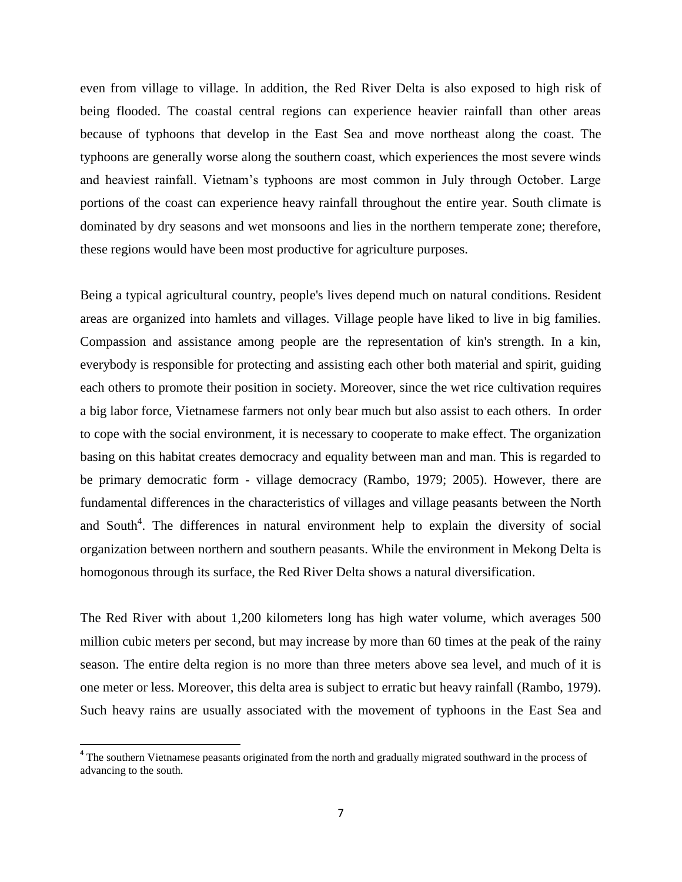even from village to village. In addition, the Red River Delta is also exposed to high risk of being flooded. The coastal central regions can experience heavier rainfall than other areas because of typhoons that develop in the East Sea and move northeast along the coast. The typhoons are generally worse along the southern coast, which experiences the most severe winds and heaviest rainfall. Vietnam's typhoons are most common in July through October. Large portions of the coast can experience heavy rainfall throughout the entire year. South climate is dominated by dry seasons and wet monsoons and lies in the northern temperate zone; therefore, these regions would have been most productive for agriculture purposes.

Being a typical agricultural country, people's lives depend much on natural conditions. Resident areas are organized into hamlets and villages. Village people have liked to live in big families. Compassion and assistance among people are the representation of kin's strength. In a kin, everybody is responsible for protecting and assisting each other both material and spirit, guiding each others to promote their position in society. Moreover, since the wet rice cultivation requires a big labor force, Vietnamese farmers not only bear much but also assist to each others. In order to cope with the social environment, it is necessary to cooperate to make effect. The organization basing on this habitat creates democracy and equality between man and man. This is regarded to be primary democratic form - village democracy (Rambo, 1979; 2005). However, there are fundamental differences in the characteristics of villages and village peasants between the North and South[4]. The differences in natural environment help to explain the diversity of social organization between northern and southern peasants. While the environment in Mekong Delta is homogonous through its surface, the Red River Delta shows a natural diversification.

The Red River with about 1,200 kilometers long has high water volume, which averages 500 million cubic meters per second, but may increase by more than 60 times at the peak of the rainy season. The entire delta region is no more than three meters above sea level, and much of it is one meter or less. Moreover, this delta area is subject to erratic but heavy rainfall (Rambo, 1979). Such heavy rains are usually associated with the movement of typhoons in the East Sea and

[4] The southern Vietnamese peasants originated from the north and gradually migrated southward in the process of advancing to the south.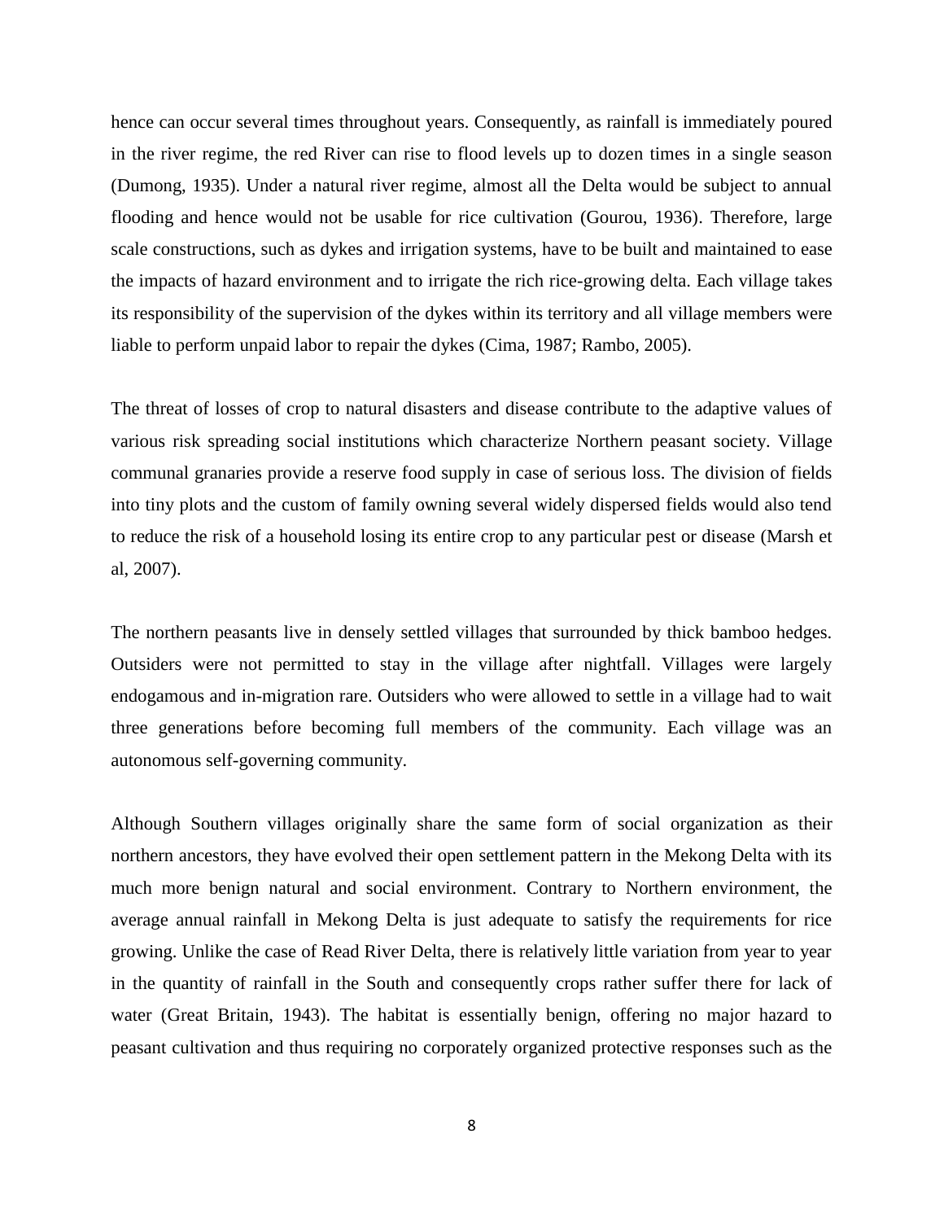hence can occur several times throughout years. Consequently, as rainfall is immediately poured in the river regime, the red River can rise to flood levels up to dozen times in a single season (Dumong, 1935). Under a natural river regime, almost all the Delta would be subject to annual flooding and hence would not be usable for rice cultivation (Gourou, 1936). Therefore, large scale constructions, such as dykes and irrigation systems, have to be built and maintained to ease the impacts of hazard environment and to irrigate the rich rice-growing delta. Each village takes its responsibility of the supervision of the dykes within its territory and all village members were liable to perform unpaid labor to repair the dykes (Cima, 1987; Rambo, 2005).

The threat of losses of crop to natural disasters and disease contribute to the adaptive values of various risk spreading social institutions which characterize Northern peasant society. Village communal granaries provide a reserve food supply in case of serious loss. The division of fields into tiny plots and the custom of family owning several widely dispersed fields would also tend to reduce the risk of a household losing its entire crop to any particular pest or disease (Marsh et al, 2007).

The northern peasants live in densely settled villages that surrounded by thick bamboo hedges. Outsiders were not permitted to stay in the village after nightfall. Villages were largely endogamous and in-migration rare. Outsiders who were allowed to settle in a village had to wait three generations before becoming full members of the community. Each village was an autonomous self-governing community.

Although Southern villages originally share the same form of social organization as their northern ancestors, they have evolved their open settlement pattern in the Mekong Delta with its much more benign natural and social environment. Contrary to Northern environment, the average annual rainfall in Mekong Delta is just adequate to satisfy the requirements for rice growing. Unlike the case of Read River Delta, there is relatively little variation from year to year in the quantity of rainfall in the South and consequently crops rather suffer there for lack of water (Great Britain, 1943). The habitat is essentially benign, offering no major hazard to peasant cultivation and thus requiring no corporately organized protective responses such as the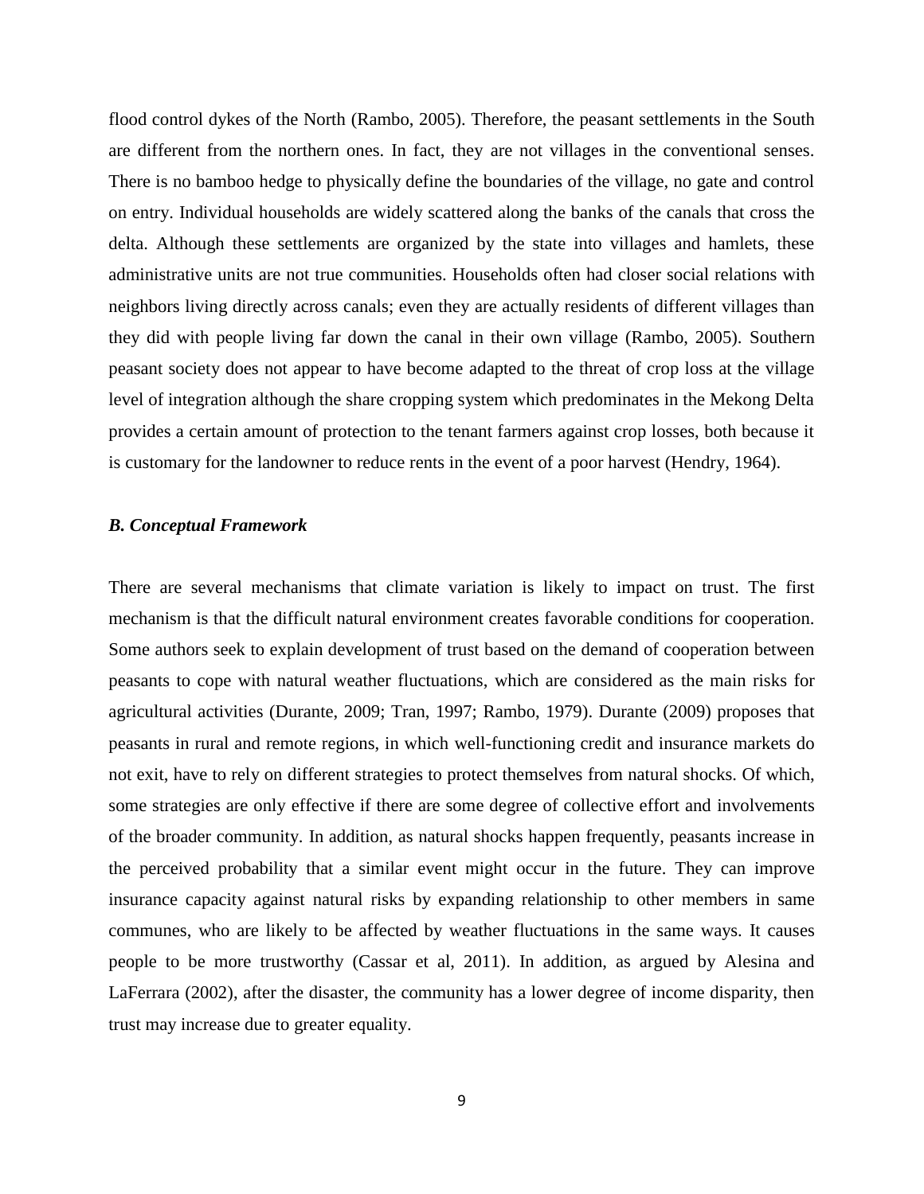flood control dykes of the North (Rambo, 2005). Therefore, the peasant settlements in the South are different from the northern ones. In fact, they are not villages in the conventional senses. There is no bamboo hedge to physically define the boundaries of the village, no gate and control on entry. Individual households are widely scattered along the banks of the canals that cross the delta. Although these settlements are organized by the state into villages and hamlets, these administrative units are not true communities. Households often had closer social relations with neighbors living directly across canals; even they are actually residents of different villages than they did with people living far down the canal in their own village (Rambo, 2005). Southern peasant society does not appear to have become adapted to the threat of crop loss at the village level of integration although the share cropping system which predominates in the Mekong Delta provides a certain amount of protection to the tenant farmers against crop losses, both because it is customary for the landowner to reduce rents in the event of a poor harvest (Hendry, 1964).

### *B. Conceptual Framework*

There are several mechanisms that climate variation is likely to impact on trust. The first mechanism is that the difficult natural environment creates favorable conditions for cooperation. Some authors seek to explain development of trust based on the demand of cooperation between peasants to cope with natural weather fluctuations, which are considered as the main risks for agricultural activities (Durante, 2009; Tran, 1997; Rambo, 1979). Durante (2009) proposes that peasants in rural and remote regions, in which well-functioning credit and insurance markets do not exit, have to rely on different strategies to protect themselves from natural shocks. Of which, some strategies are only effective if there are some degree of collective effort and involvements of the broader community. In addition, as natural shocks happen frequently, peasants increase in the perceived probability that a similar event might occur in the future. They can improve insurance capacity against natural risks by expanding relationship to other members in same communes, who are likely to be affected by weather fluctuations in the same ways. It causes people to be more trustworthy (Cassar et al, 2011). In addition, as argued by Alesina and LaFerrara (2002), after the disaster, the community has a lower degree of income disparity, then trust may increase due to greater equality.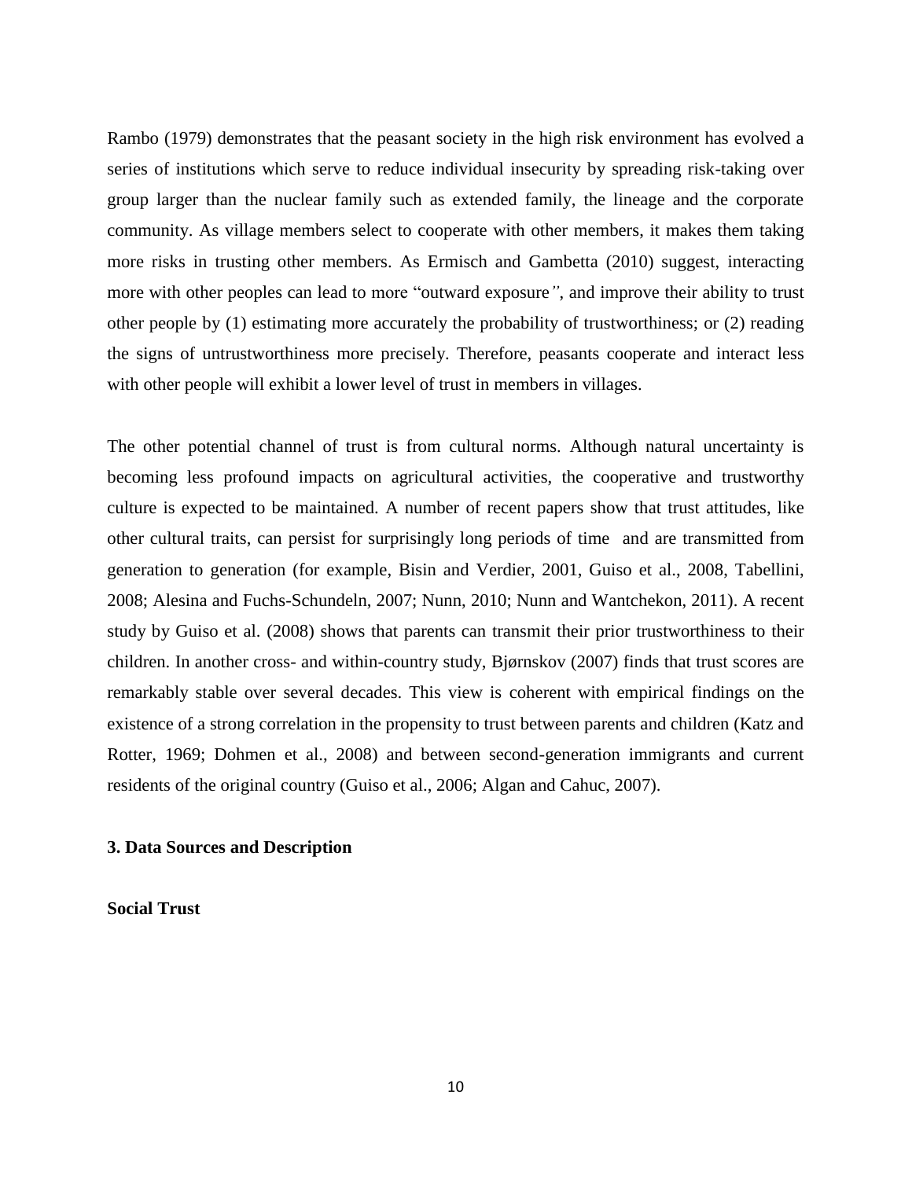Rambo (1979) demonstrates that the peasant society in the high risk environment has evolved a series of institutions which serve to reduce individual insecurity by spreading risk-taking over group larger than the nuclear family such as extended family, the lineage and the corporate community. As village members select to cooperate with other members, it makes them taking more risks in trusting other members. As Ermisch and Gambetta (2010) suggest, interacting more with other peoples can lead to more "outward exposure", and improve their ability to trust other people by (1) estimating more accurately the probability of trustworthiness; or (2) reading the signs of untrustworthiness more precisely. Therefore, peasants cooperate and interact less with other people will exhibit a lower level of trust in members in villages.

The other potential channel of trust is from cultural norms. Although natural uncertainty is becoming less profound impacts on agricultural activities, the cooperative and trustworthy culture is expected to be maintained. A number of recent papers show that trust attitudes, like other cultural traits, can persist for surprisingly long periods of time and are transmitted from generation to generation (for example, Bisin and Verdier, 2001, Guiso et al., 2008, Tabellini, 2008; Alesina and Fuchs-Schundeln, 2007; Nunn, 2010; Nunn and Wantchekon, 2011). A recent study by Guiso et al. (2008) shows that parents can transmit their prior trustworthiness to their children. In another cross- and within-country study, Bjørnskov (2007) finds that trust scores are remarkably stable over several decades. This view is coherent with empirical findings on the existence of a strong correlation in the propensity to trust between parents and children (Katz and Rotter, 1969; Dohmen et al., 2008) and between second-generation immigrants and current residents of the original country (Guiso et al., 2006; Algan and Cahuc, 2007).

## 3. Data Sources and Description

### Social Trust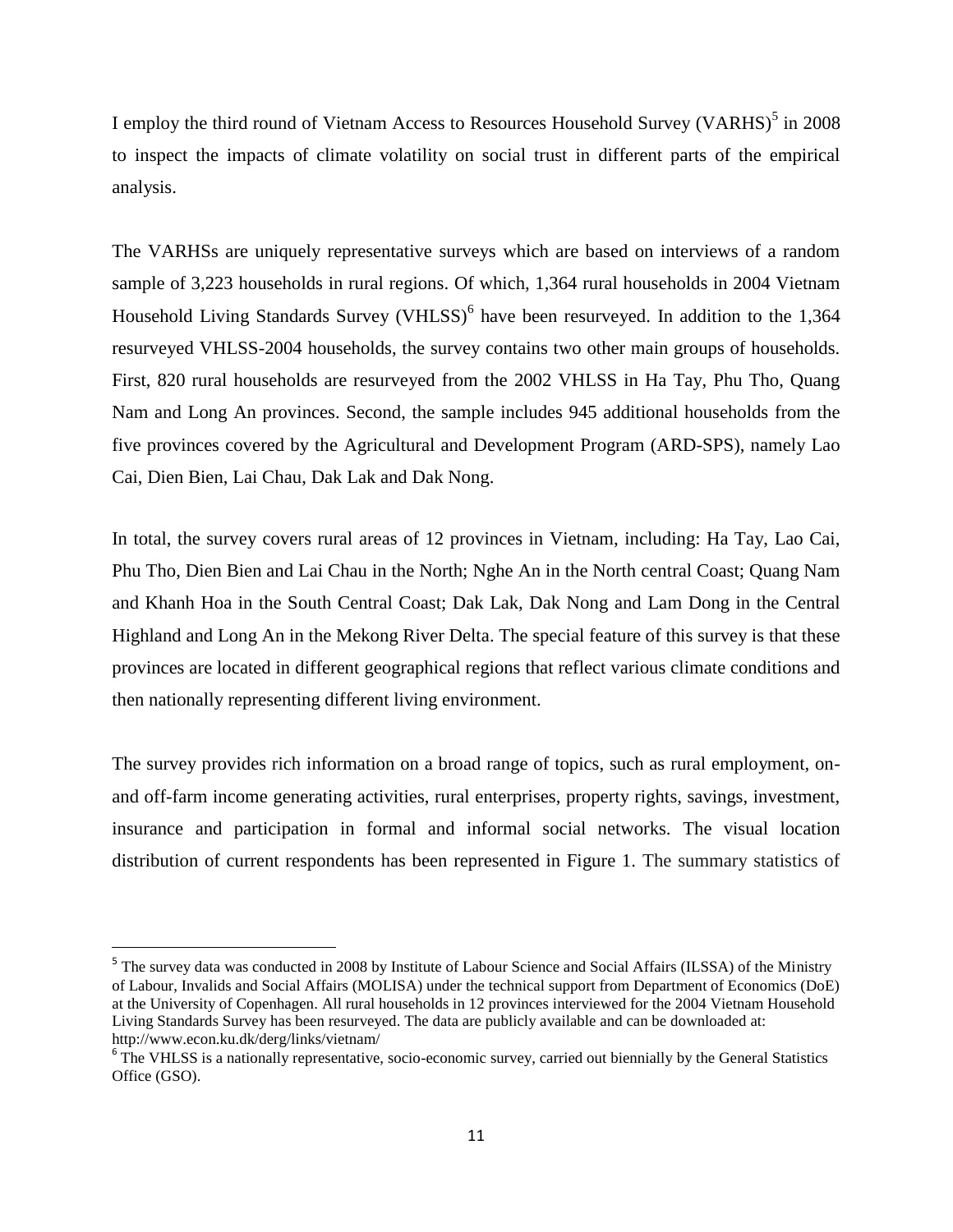I employ the third round of Vietnam Access to Resources Household Survey (VARHS)[5] in 2008 to inspect the impacts of climate volatility on social trust in different parts of the empirical analysis.

The VARHSs are uniquely representative surveys which are based on interviews of a random sample of 3,223 households in rural regions. Of which, 1,364 rural households in 2004 Vietnam Household Living Standards Survey (VHLSS)[6] have been resurveyed. In addition to the 1,364 resurveyed VHLSS-2004 households, the survey contains two other main groups of households. First, 820 rural households are resurveyed from the 2002 VHLSS in Ha Tay, Phu Tho, Quang Nam and Long An provinces. Second, the sample includes 945 additional households from the five provinces covered by the Agricultural and Development Program (ARD-SPS), namely Lao Cai, Dien Bien, Lai Chau, Dak Lak and Dak Nong.

In total, the survey covers rural areas of 12 provinces in Vietnam, including: Ha Tay, Lao Cai, Phu Tho, Dien Bien and Lai Chau in the North; Nghe An in the North central Coast; Quang Nam and Khanh Hoa in the South Central Coast; Dak Lak, Dak Nong and Lam Dong in the Central Highland and Long An in the Mekong River Delta. The special feature of this survey is that these provinces are located in different geographical regions that reflect various climate conditions and then nationally representing different living environment.

The survey provides rich information on a broad range of topics, such as rural employment, on- and off-farm income generating activities, rural enterprises, property rights, savings, investment, insurance and participation in formal and informal social networks. The visual location distribution of current respondents has been represented in Figure 1. The summary statistics of

---

[5] The survey data was conducted in 2008 by Institute of Labour Science and Social Affairs (ILSSA) of the Ministry of Labour, Invalids and Social Affairs (MOLISA) under the technical support from Department of Economics (DoE) at the University of Copenhagen. All rural households in 12 provinces interviewed for the 2004 Vietnam Household Living Standards Survey has been resurveyed. The data are publicly available and can be downloaded at: http://www.econ.ku.dk/derg/links/vietnam/

[6] The VHLSS is a nationally representative, socio-economic survey, carried out biennially by the General Statistics Office (GSO).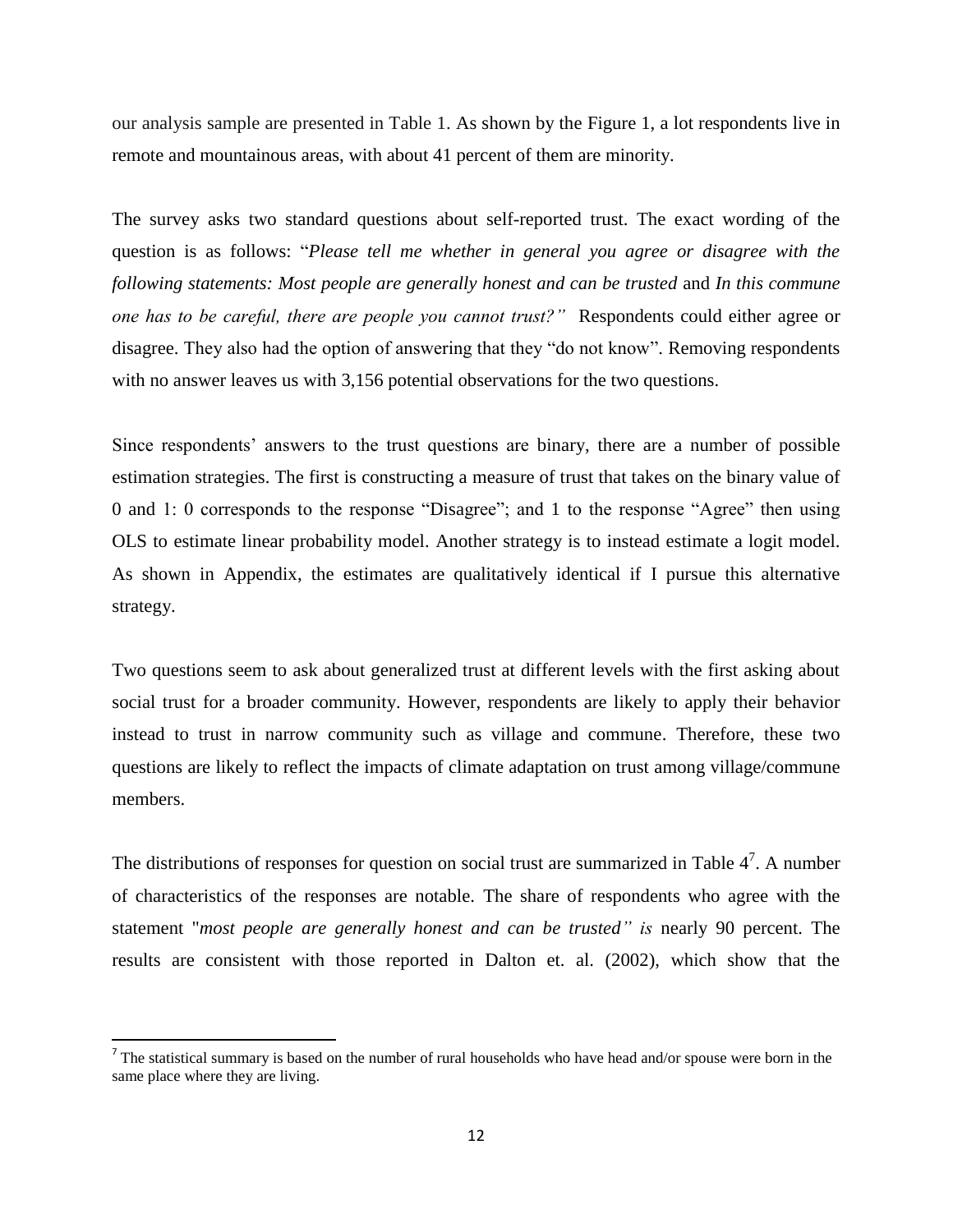our analysis sample are presented in Table 1. As shown by the Figure 1, a lot respondents live in remote and mountainous areas, with about 41 percent of them are minority.

The survey asks two standard questions about self-reported trust. The exact wording of the question is as follows: "*Please tell me whether in general you agree or disagree with the following statements: Most people are generally honest and can be trusted* and *In this commune one has to be careful, there are people you cannot trust?"* Respondents could either agree or disagree. They also had the option of answering that they "do not know". Removing respondents with no answer leaves us with 3,156 potential observations for the two questions.

Since respondents' answers to the trust questions are binary, there are a number of possible estimation strategies. The first is constructing a measure of trust that takes on the binary value of 0 and 1: 0 corresponds to the response "Disagree"; and 1 to the response "Agree" then using OLS to estimate linear probability model. Another strategy is to instead estimate a logit model. As shown in Appendix, the estimates are qualitatively identical if I pursue this alternative strategy.

Two questions seem to ask about generalized trust at different levels with the first asking about social trust for a broader community. However, respondents are likely to apply their behavior instead to trust in narrow community such as village and commune. Therefore, these two questions are likely to reflect the impacts of climate adaptation on trust among village/commune members.

The distributions of responses for question on social trust are summarized in Table 4[7]. A number of characteristics of the responses are notable. The share of respondents who agree with the statement "*most people are generally honest and can be trusted" is* nearly 90 percent. The results are consistent with those reported in Dalton et. al. (2002), which show that the

[7] The statistical summary is based on the number of rural households who have head and/or spouse were born in the same place where they are living.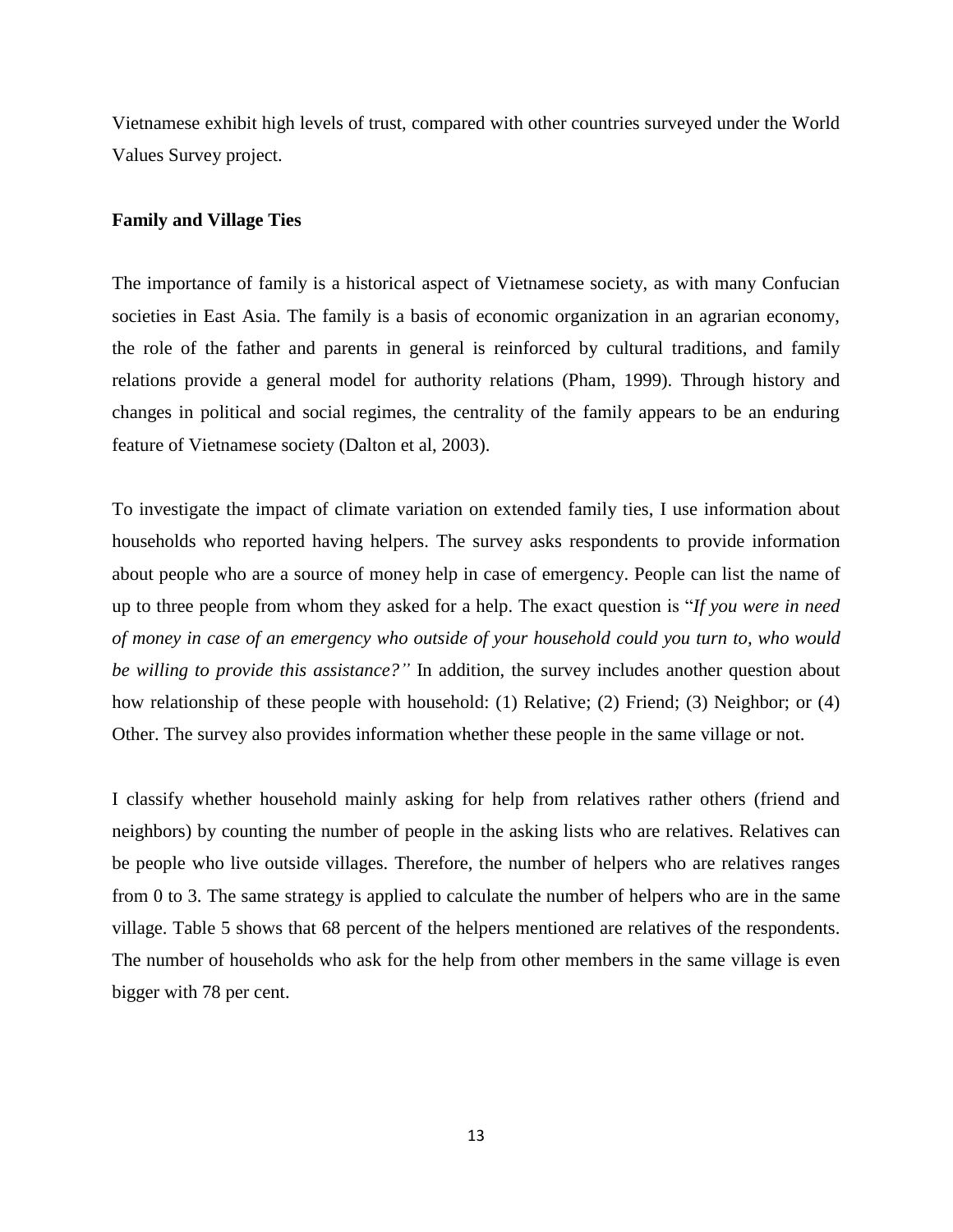Vietnamese exhibit high levels of trust, compared with other countries surveyed under the World Values Survey project.

**Family and Village Ties**

The importance of family is a historical aspect of Vietnamese society, as with many Confucian societies in East Asia. The family is a basis of economic organization in an agrarian economy, the role of the father and parents in general is reinforced by cultural traditions, and family relations provide a general model for authority relations (Pham, 1999). Through history and changes in political and social regimes, the centrality of the family appears to be an enduring feature of Vietnamese society (Dalton et al, 2003).

To investigate the impact of climate variation on extended family ties, I use information about households who reported having helpers. The survey asks respondents to provide information about people who are a source of money help in case of emergency. People can list the name of up to three people from whom they asked for a help. The exact question is "*If you were in need of money in case of an emergency who outside of your household could you turn to, who would be willing to provide this assistance?"* In addition, the survey includes another question about how relationship of these people with household: (1) Relative; (2) Friend; (3) Neighbor; or (4) Other. The survey also provides information whether these people in the same village or not.

I classify whether household mainly asking for help from relatives rather others (friend and neighbors) by counting the number of people in the asking lists who are relatives. Relatives can be people who live outside villages. Therefore, the number of helpers who are relatives ranges from 0 to 3. The same strategy is applied to calculate the number of helpers who are in the same village. Table 5 shows that 68 percent of the helpers mentioned are relatives of the respondents. The number of households who ask for the help from other members in the same village is even bigger with 78 per cent.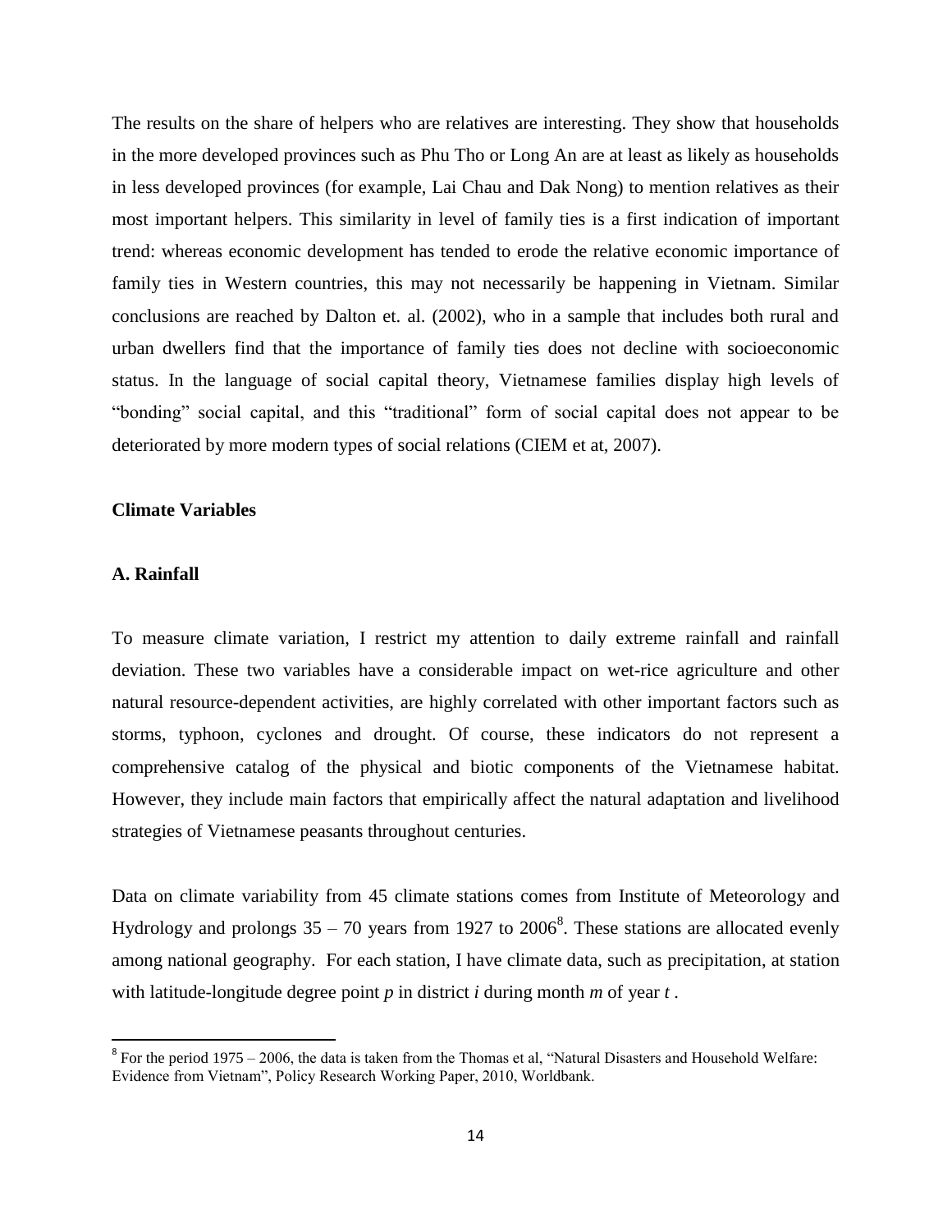The results on the share of helpers who are relatives are interesting. They show that households in the more developed provinces such as Phu Tho or Long An are at least as likely as households in less developed provinces (for example, Lai Chau and Dak Nong) to mention relatives as their most important helpers. This similarity in level of family ties is a first indication of important trend: whereas economic development has tended to erode the relative economic importance of family ties in Western countries, this may not necessarily be happening in Vietnam. Similar conclusions are reached by Dalton et. al. (2002), who in a sample that includes both rural and urban dwellers find that the importance of family ties does not decline with socioeconomic status. In the language of social capital theory, Vietnamese families display high levels of "bonding" social capital, and this "traditional" form of social capital does not appear to be deteriorated by more modern types of social relations (CIEM et at, 2007).

**Climate Variables**

**A. Rainfall**

To measure climate variation, I restrict my attention to daily extreme rainfall and rainfall deviation. These two variables have a considerable impact on wet-rice agriculture and other natural resource-dependent activities, are highly correlated with other important factors such as storms, typhoon, cyclones and drought. Of course, these indicators do not represent a comprehensive catalog of the physical and biotic components of the Vietnamese habitat. However, they include main factors that empirically affect the natural adaptation and livelihood strategies of Vietnamese peasants throughout centuries.

Data on climate variability from 45 climate stations comes from Institute of Meteorology and Hydrology and prolongs 35 – 70 years from 1927 to 2006[8]. These stations are allocated evenly among national geography. For each station, I have climate data, such as precipitation, at station with latitude-longitude degree point $p$ in district $i$ during month $m$ of year $t$ .

[8] For the period 1975 – 2006, the data is taken from the Thomas et al, "Natural Disasters and Household Welfare: Evidence from Vietnam", Policy Research Working Paper, 2010, Worldbank.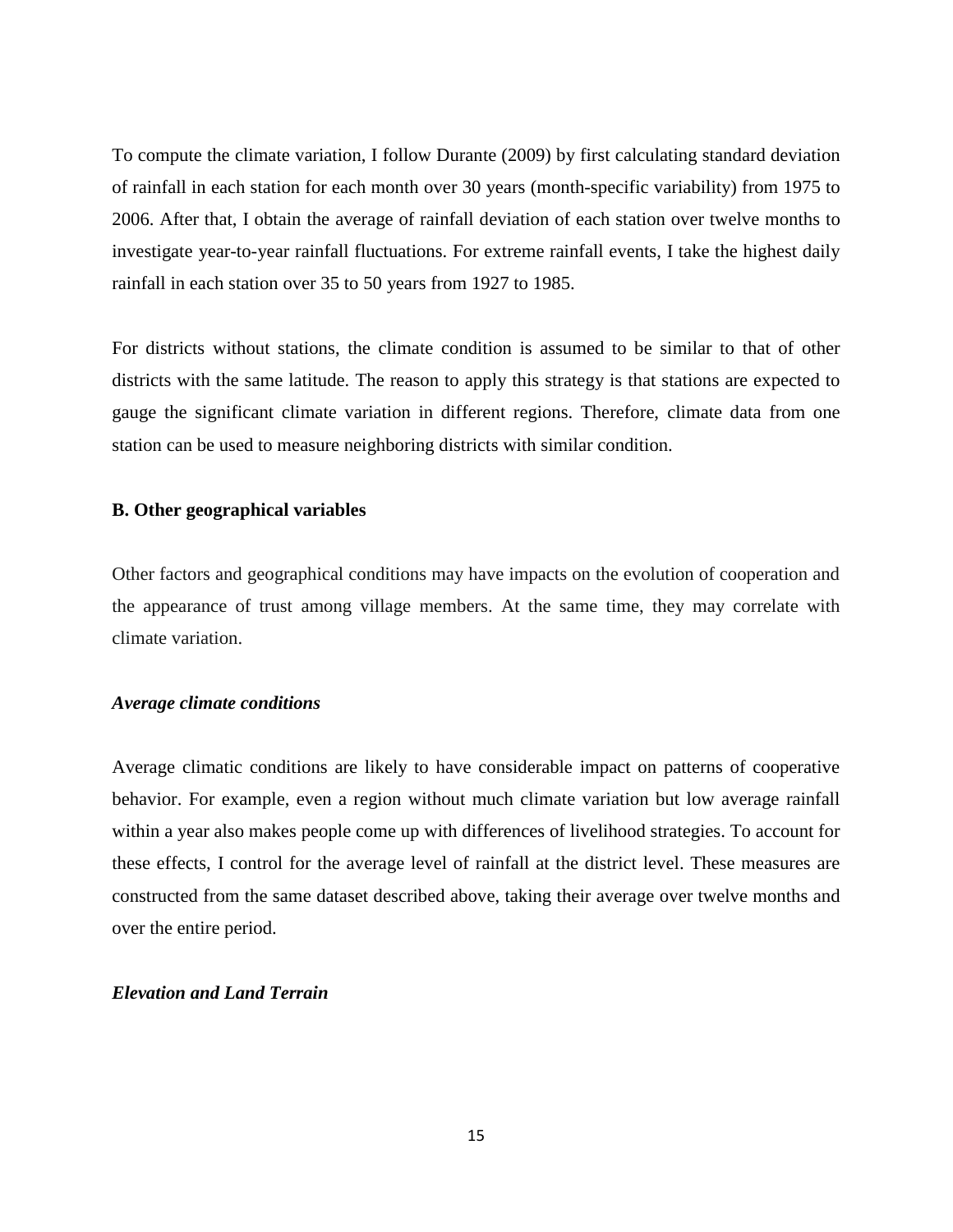To compute the climate variation, I follow Durante (2009) by first calculating standard deviation of rainfall in each station for each month over 30 years (month-specific variability) from 1975 to 2006. After that, I obtain the average of rainfall deviation of each station over twelve months to investigate year-to-year rainfall fluctuations. For extreme rainfall events, I take the highest daily rainfall in each station over 35 to 50 years from 1927 to 1985.

For districts without stations, the climate condition is assumed to be similar to that of other districts with the same latitude. The reason to apply this strategy is that stations are expected to gauge the significant climate variation in different regions. Therefore, climate data from one station can be used to measure neighboring districts with similar condition.

**B. Other geographical variables**

Other factors and geographical conditions may have impacts on the evolution of cooperation and the appearance of trust among village members. At the same time, they may correlate with climate variation.

***Average climate conditions***

Average climatic conditions are likely to have considerable impact on patterns of cooperative behavior. For example, even a region without much climate variation but low average rainfall within a year also makes people come up with differences of livelihood strategies. To account for these effects, I control for the average level of rainfall at the district level. These measures are constructed from the same dataset described above, taking their average over twelve months and over the entire period.

***Elevation and Land Terrain***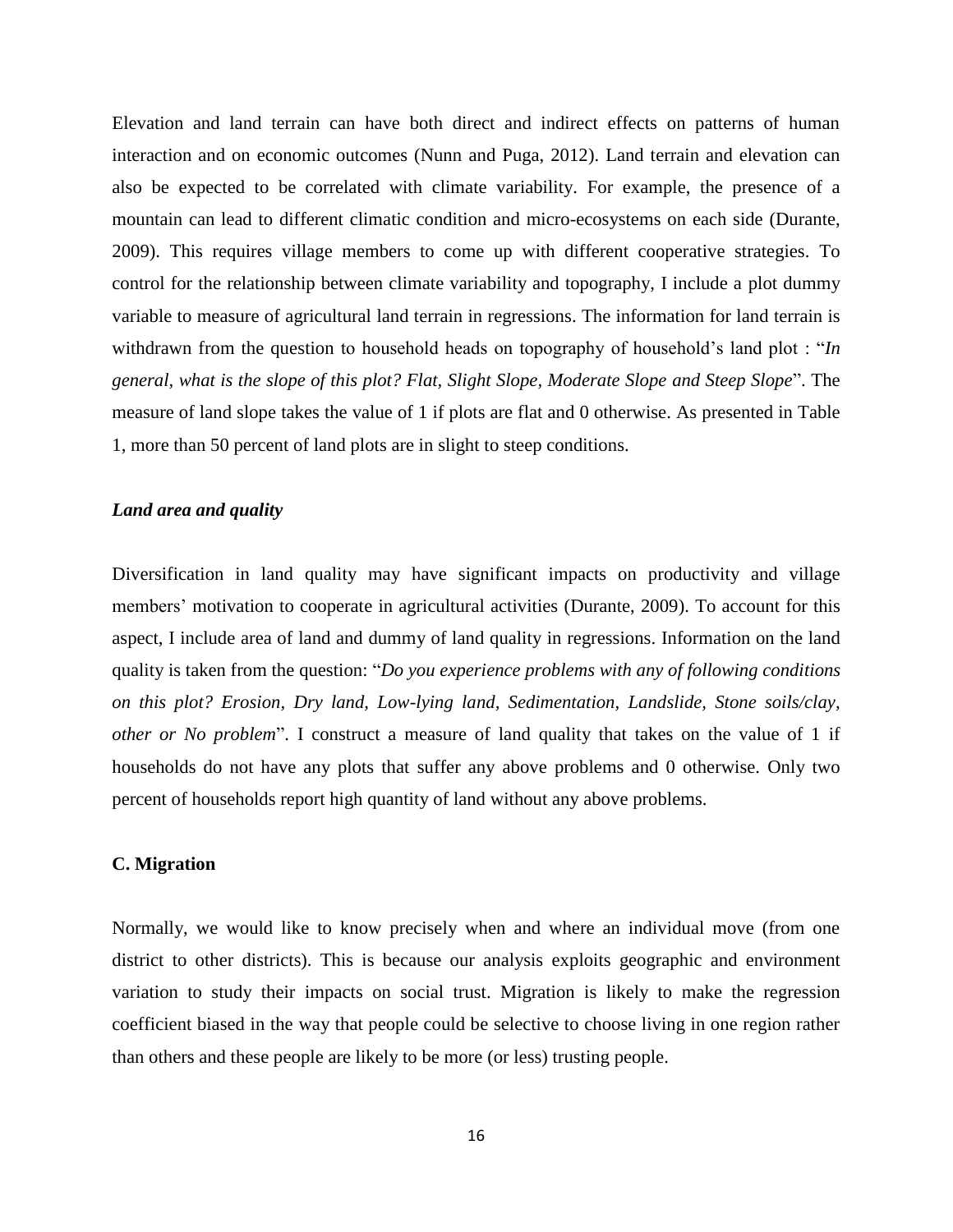Elevation and land terrain can have both direct and indirect effects on patterns of human interaction and on economic outcomes (Nunn and Puga, 2012). Land terrain and elevation can also be expected to be correlated with climate variability. For example, the presence of a mountain can lead to different climatic condition and micro-ecosystems on each side (Durante, 2009). This requires village members to come up with different cooperative strategies. To control for the relationship between climate variability and topography, I include a plot dummy variable to measure of agricultural land terrain in regressions. The information for land terrain is withdrawn from the question to household heads on topography of household's land plot : "*In general, what is the slope of this plot? Flat, Slight Slope, Moderate Slope and Steep Slope*". The measure of land slope takes the value of 1 if plots are flat and 0 otherwise. As presented in Table 1, more than 50 percent of land plots are in slight to steep conditions.

***Land area and quality***

Diversification in land quality may have significant impacts on productivity and village members' motivation to cooperate in agricultural activities (Durante, 2009). To account for this aspect, I include area of land and dummy of land quality in regressions. Information on the land quality is taken from the question: "*Do you experience problems with any of following conditions on this plot? Erosion, Dry land, Low-lying land, Sedimentation, Landslide, Stone soils/clay, other or No problem*". I construct a measure of land quality that takes on the value of 1 if households do not have any plots that suffer any above problems and 0 otherwise. Only two percent of households report high quantity of land without any above problems.

**C. Migration**

Normally, we would like to know precisely when and where an individual move (from one district to other districts). This is because our analysis exploits geographic and environment variation to study their impacts on social trust. Migration is likely to make the regression coefficient biased in the way that people could be selective to choose living in one region rather than others and these people are likely to be more (or less) trusting people.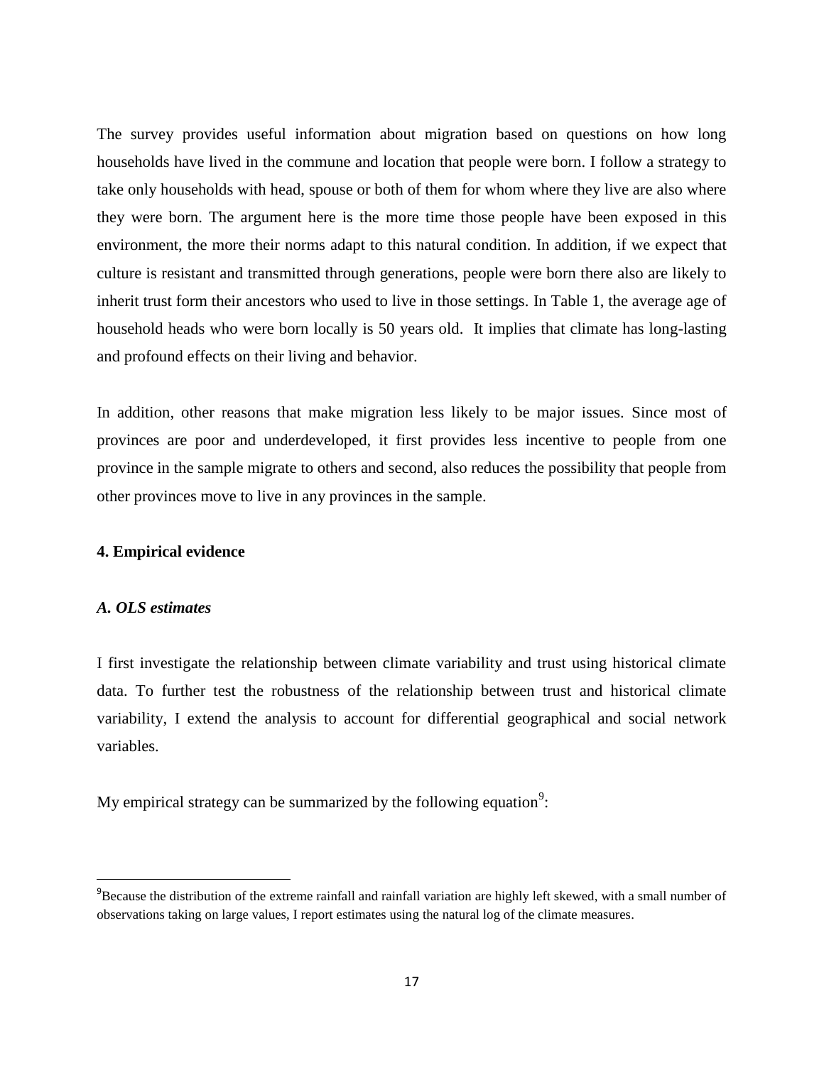The survey provides useful information about migration based on questions on how long households have lived in the commune and location that people were born. I follow a strategy to take only households with head, spouse or both of them for whom where they live are also where they were born. The argument here is the more time those people have been exposed in this environment, the more their norms adapt to this natural condition. In addition, if we expect that culture is resistant and transmitted through generations, people were born there also are likely to inherit trust form their ancestors who used to live in those settings. In Table 1, the average age of household heads who were born locally is 50 years old. It implies that climate has long-lasting and profound effects on their living and behavior.

In addition, other reasons that make migration less likely to be major issues. Since most of provinces are poor and underdeveloped, it first provides less incentive to people from one province in the sample migrate to others and second, also reduces the possibility that people from other provinces move to live in any provinces in the sample.

## 4. Empirical evidence

### *A. OLS estimates*

I first investigate the relationship between climate variability and trust using historical climate data. To further test the robustness of the relationship between trust and historical climate variability, I extend the analysis to account for differential geographical and social network variables.

My empirical strategy can be summarized by the following equation[9]:

[9] Because the distribution of the extreme rainfall and rainfall variation are highly left skewed, with a small number of observations taking on large values, I report estimates using the natural log of the climate measures.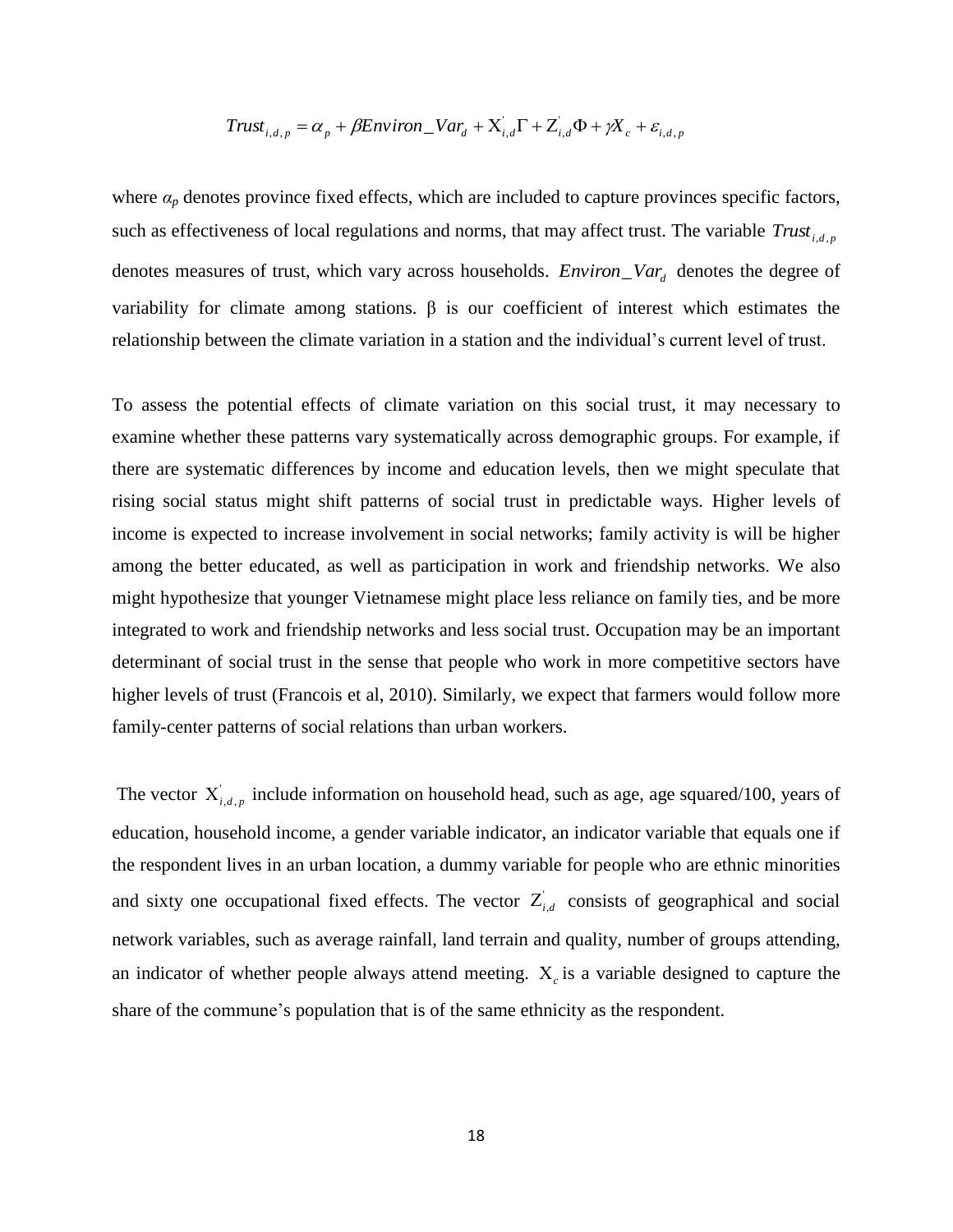$$Trust_{i,d,p} = \alpha_p + \beta Environ\_Var_d + X_{i,d}^{'}\Gamma + Z_{i,d}^{'}\Phi + \gamma X_c + \varepsilon_{i,d,p}$$

where $\alpha_p$ denotes province fixed effects, which are included to capture provinces specific factors, such as effectiveness of local regulations and norms, that may affect trust. The variable $Trust_{i,d,p}$ denotes measures of trust, which vary across households. $Environ\_Var_d$ denotes the degree of variability for climate among stations. β is our coefficient of interest which estimates the relationship between the climate variation in a station and the individual's current level of trust.

To assess the potential effects of climate variation on this social trust, it may necessary to examine whether these patterns vary systematically across demographic groups. For example, if there are systematic differences by income and education levels, then we might speculate that rising social status might shift patterns of social trust in predictable ways. Higher levels of income is expected to increase involvement in social networks; family activity is will be higher among the better educated, as well as participation in work and friendship networks. We also might hypothesize that younger Vietnamese might place less reliance on family ties, and be more integrated to work and friendship networks and less social trust. Occupation may be an important determinant of social trust in the sense that people who work in more competitive sectors have higher levels of trust (Francois et al, 2010). Similarly, we expect that farmers would follow more family-center patterns of social relations than urban workers.

The vector $X_{i,d,p}^{'}$ include information on household head, such as age, age squared/100, years of education, household income, a gender variable indicator, an indicator variable that equals one if the respondent lives in an urban location, a dummy variable for people who are ethnic minorities and sixty one occupational fixed effects. The vector $Z_{i,d}^{'}$ consists of geographical and social network variables, such as average rainfall, land terrain and quality, number of groups attending, an indicator of whether people always attend meeting. $X_c$ is a variable designed to capture the share of the commune's population that is of the same ethnicity as the respondent.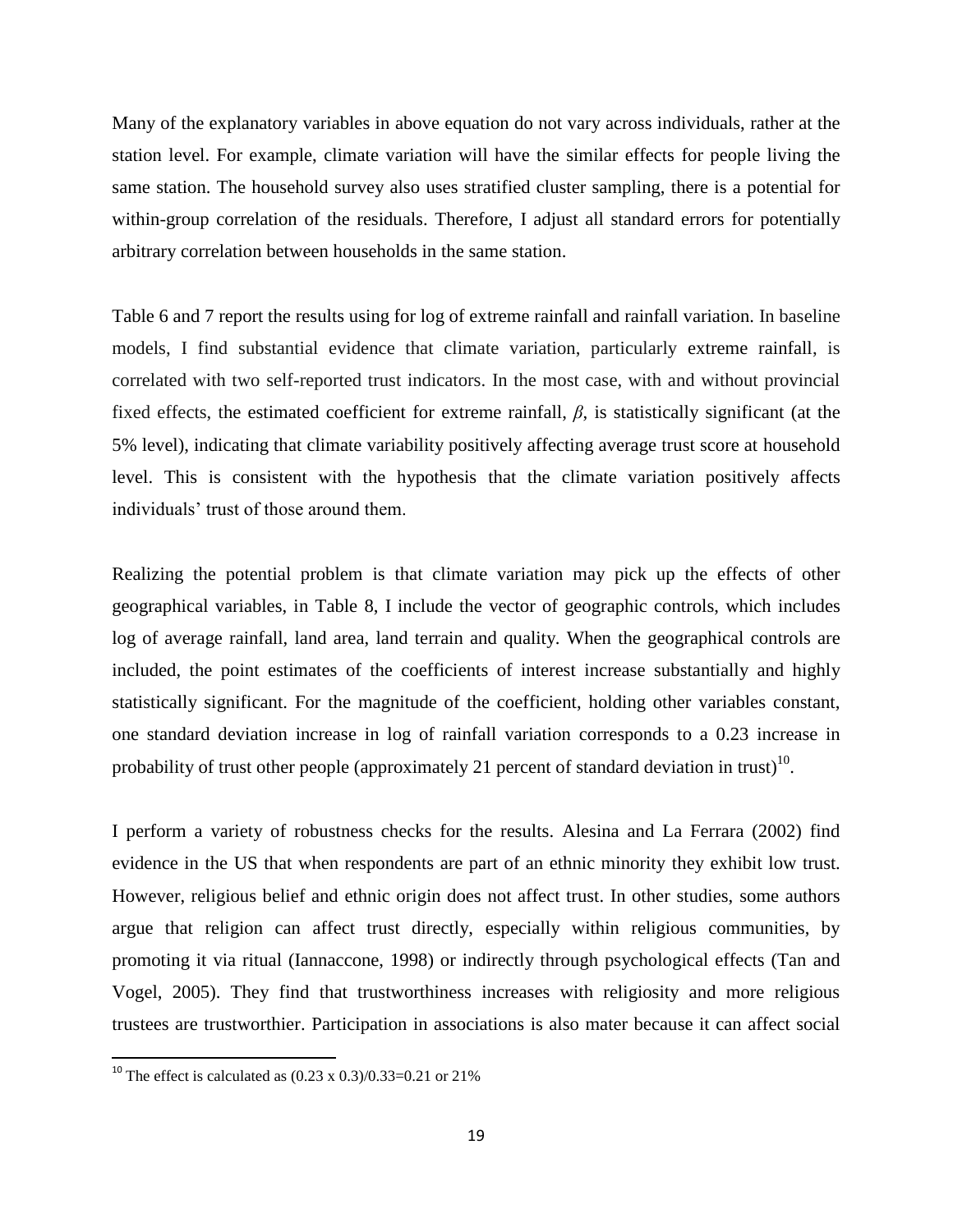Many of the explanatory variables in above equation do not vary across individuals, rather at the station level. For example, climate variation will have the similar effects for people living the same station. The household survey also uses stratified cluster sampling, there is a potential for within-group correlation of the residuals. Therefore, I adjust all standard errors for potentially arbitrary correlation between households in the same station.

Table 6 and 7 report the results using for log of extreme rainfall and rainfall variation. In baseline models, I find substantial evidence that climate variation, particularly extreme rainfall, is correlated with two self-reported trust indicators. In the most case, with and without provincial fixed effects, the estimated coefficient for extreme rainfall, $\beta$, is statistically significant (at the 5% level), indicating that climate variability positively affecting average trust score at household level. This is consistent with the hypothesis that the climate variation positively affects individuals' trust of those around them.

Realizing the potential problem is that climate variation may pick up the effects of other geographical variables, in Table 8, I include the vector of geographic controls, which includes log of average rainfall, land area, land terrain and quality. When the geographical controls are included, the point estimates of the coefficients of interest increase substantially and highly statistically significant. For the magnitude of the coefficient, holding other variables constant, one standard deviation increase in log of rainfall variation corresponds to a 0.23 increase in probability of trust other people (approximately 21 percent of standard deviation in trust)[10].

I perform a variety of robustness checks for the results. Alesina and La Ferrara (2002) find evidence in the US that when respondents are part of an ethnic minority they exhibit low trust. However, religious belief and ethnic origin does not affect trust. In other studies, some authors argue that religion can affect trust directly, especially within religious communities, by promoting it via ritual (Iannaccone, 1998) or indirectly through psychological effects (Tan and Vogel, 2005). They find that trustworthiness increases with religiosity and more religious trustees are trustworthier. Participation in associations is also mater because it can affect social

[10] The effect is calculated as (0.23 x 0.3)/0.33=0.21 or 21%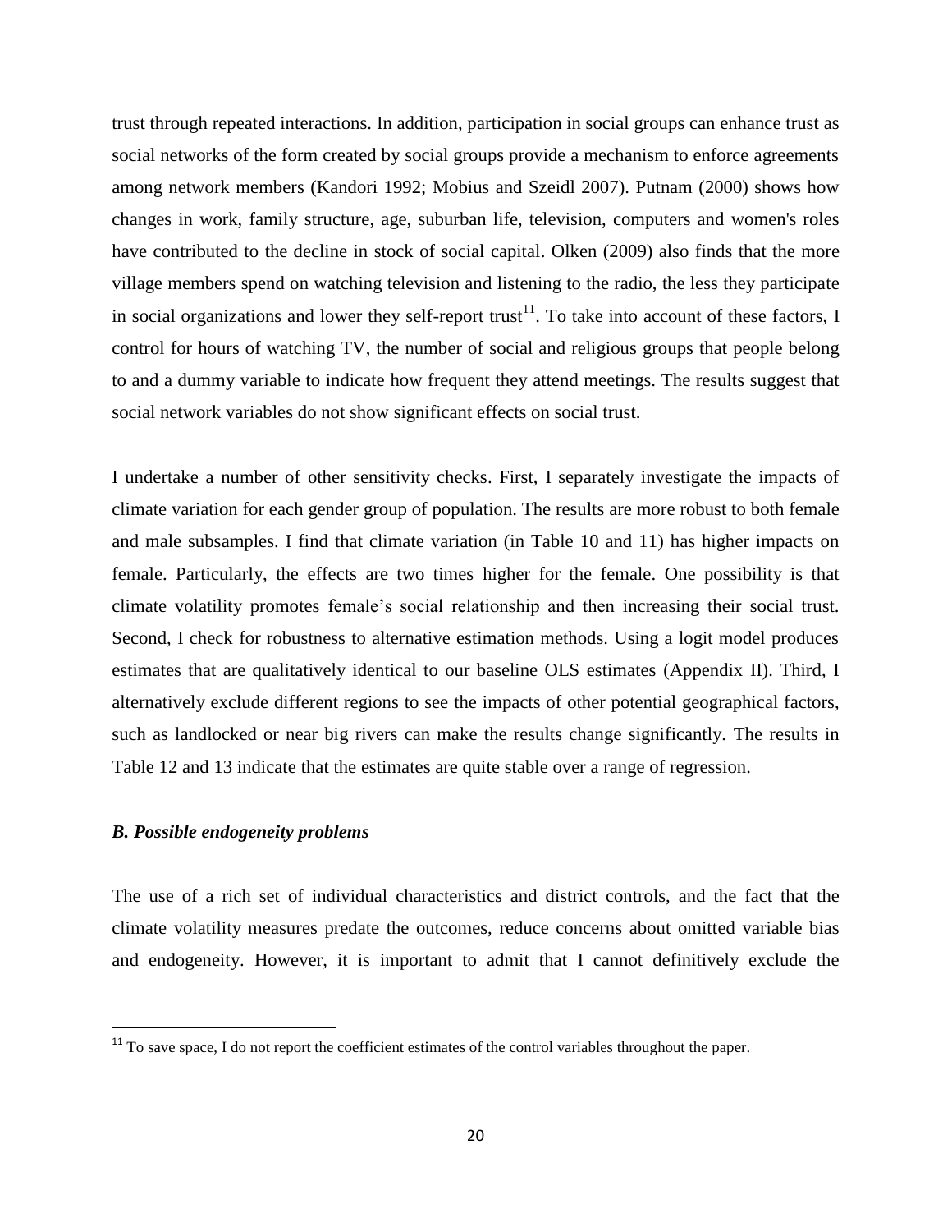trust through repeated interactions. In addition, participation in social groups can enhance trust as social networks of the form created by social groups provide a mechanism to enforce agreements among network members (Kandori 1992; Mobius and Szeidl 2007). Putnam (2000) shows how changes in work, family structure, age, suburban life, television, computers and women's roles have contributed to the decline in stock of social capital. Olken (2009) also finds that the more village members spend on watching television and listening to the radio, the less they participate in social organizations and lower they self-report trust[11]. To take into account of these factors, I control for hours of watching TV, the number of social and religious groups that people belong to and a dummy variable to indicate how frequent they attend meetings. The results suggest that social network variables do not show significant effects on social trust.

I undertake a number of other sensitivity checks. First, I separately investigate the impacts of climate variation for each gender group of population. The results are more robust to both female and male subsamples. I find that climate variation (in Table 10 and 11) has higher impacts on female. Particularly, the effects are two times higher for the female. One possibility is that climate volatility promotes female's social relationship and then increasing their social trust. Second, I check for robustness to alternative estimation methods. Using a logit model produces estimates that are qualitatively identical to our baseline OLS estimates (Appendix II). Third, I alternatively exclude different regions to see the impacts of other potential geographical factors, such as landlocked or near big rivers can make the results change significantly. The results in Table 12 and 13 indicate that the estimates are quite stable over a range of regression.

### *B. Possible endogeneity problems*

The use of a rich set of individual characteristics and district controls, and the fact that the climate volatility measures predate the outcomes, reduce concerns about omitted variable bias and endogeneity. However, it is important to admit that I cannot definitively exclude the

[11] To save space, I do not report the coefficient estimates of the control variables throughout the paper.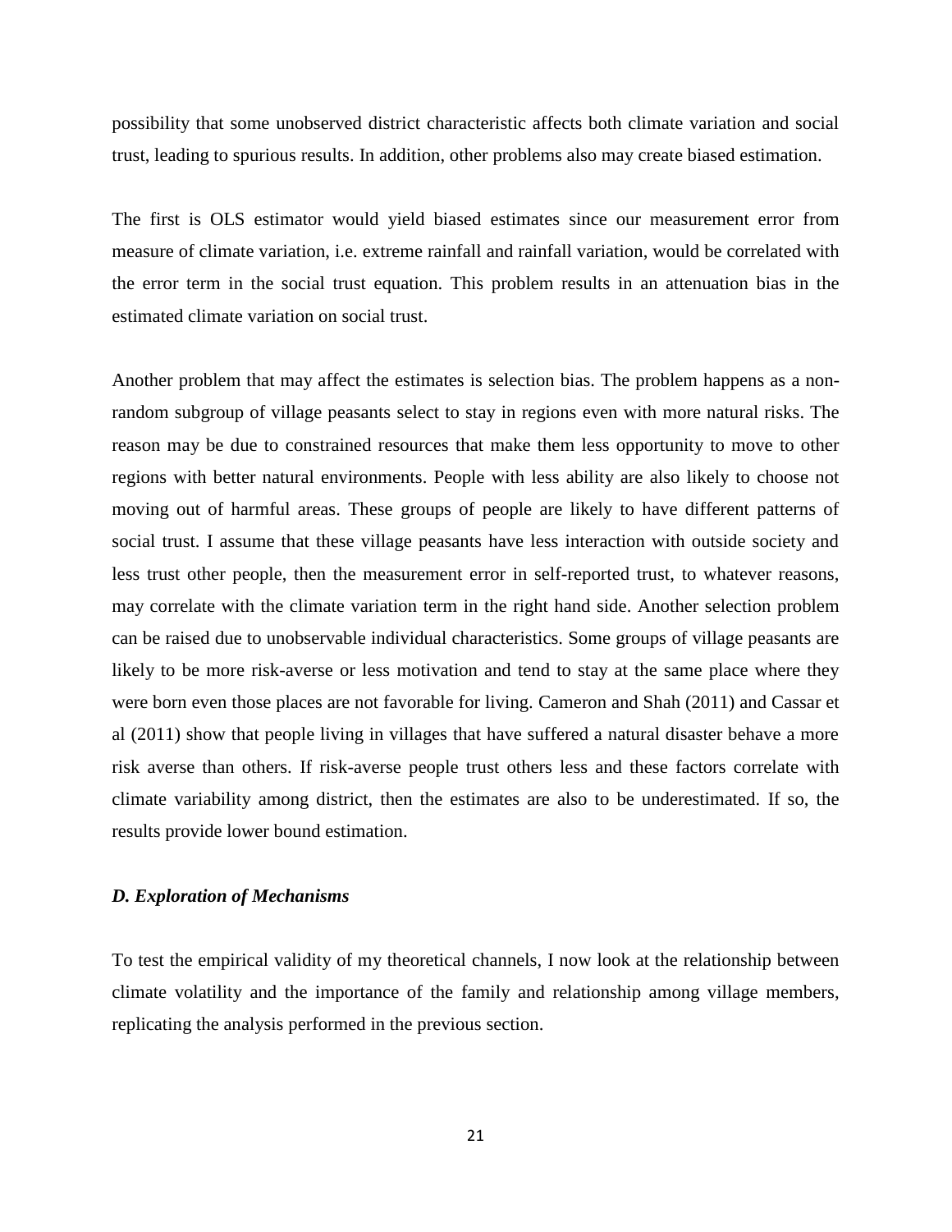possibility that some unobserved district characteristic affects both climate variation and social trust, leading to spurious results. In addition, other problems also may create biased estimation.

The first is OLS estimator would yield biased estimates since our measurement error from measure of climate variation, i.e. extreme rainfall and rainfall variation, would be correlated with the error term in the social trust equation. This problem results in an attenuation bias in the estimated climate variation on social trust.

Another problem that may affect the estimates is selection bias. The problem happens as a non-random subgroup of village peasants select to stay in regions even with more natural risks. The reason may be due to constrained resources that make them less opportunity to move to other regions with better natural environments. People with less ability are also likely to choose not moving out of harmful areas. These groups of people are likely to have different patterns of social trust. I assume that these village peasants have less interaction with outside society and less trust other people, then the measurement error in self-reported trust, to whatever reasons, may correlate with the climate variation term in the right hand side. Another selection problem can be raised due to unobservable individual characteristics. Some groups of village peasants are likely to be more risk-averse or less motivation and tend to stay at the same place where they were born even those places are not favorable for living. Cameron and Shah (2011) and Cassar et al (2011) show that people living in villages that have suffered a natural disaster behave a more risk averse than others. If risk-averse people trust others less and these factors correlate with climate variability among district, then the estimates are also to be underestimated. If so, the results provide lower bound estimation.

### *D. Exploration of Mechanisms*

To test the empirical validity of my theoretical channels, I now look at the relationship between climate volatility and the importance of the family and relationship among village members, replicating the analysis performed in the previous section.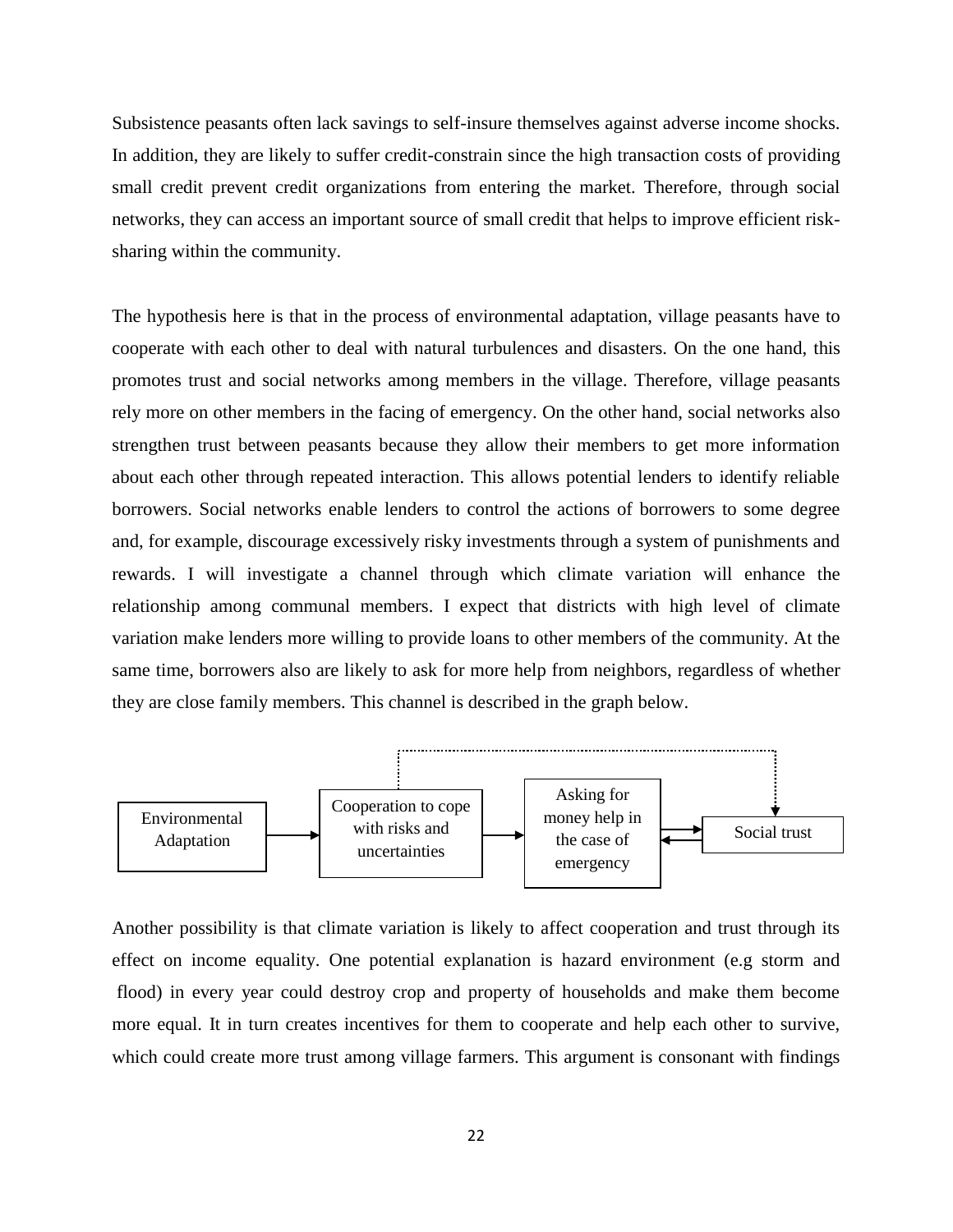Subsistence peasants often lack savings to self-insure themselves against adverse income shocks. In addition, they are likely to suffer credit-constrain since the high transaction costs of providing small credit prevent credit organizations from entering the market. Therefore, through social networks, they can access an important source of small credit that helps to improve efficient risk-sharing within the community.

The hypothesis here is that in the process of environmental adaptation, village peasants have to cooperate with each other to deal with natural turbulences and disasters. On the one hand, this promotes trust and social networks among members in the village. Therefore, village peasants rely more on other members in the facing of emergency. On the other hand, social networks also strengthen trust between peasants because they allow their members to get more information about each other through repeated interaction. This allows potential lenders to identify reliable borrowers. Social networks enable lenders to control the actions of borrowers to some degree and, for example, discourage excessively risky investments through a system of punishments and rewards. I will investigate a channel through which climate variation will enhance the relationship among communal members. I expect that districts with high level of climate variation make lenders more willing to provide loans to other members of the community. At the same time, borrowers also are likely to ask for more help from neighbors, regardless of whether they are close family members. This channel is described in the graph below.

Environmental Adaptation → Cooperation to cope with risks and uncertainties → Asking for money help in the case of emergency ⇄ Social trust

Another possibility is that climate variation is likely to affect cooperation and trust through its effect on income equality. One potential explanation is hazard environment (e.g storm and flood) in every year could destroy crop and property of households and make them become more equal. It in turn creates incentives for them to cooperate and help each other to survive, which could create more trust among village farmers. This argument is consonant with findings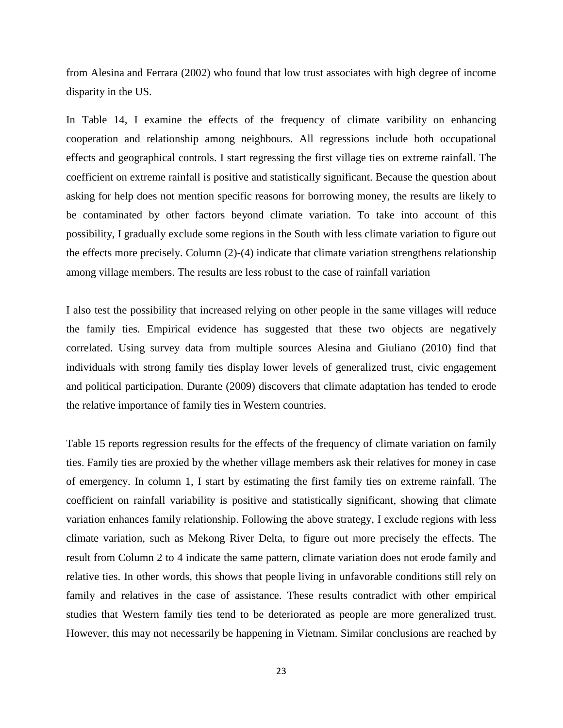from Alesina and Ferrara (2002) who found that low trust associates with high degree of income disparity in the US.

In Table 14, I examine the effects of the frequency of climate varibility on enhancing cooperation and relationship among neighbours. All regressions include both occupational effects and geographical controls. I start regressing the first village ties on extreme rainfall. The coefficient on extreme rainfall is positive and statistically significant. Because the question about asking for help does not mention specific reasons for borrowing money, the results are likely to be contaminated by other factors beyond climate variation. To take into account of this possibility, I gradually exclude some regions in the South with less climate variation to figure out the effects more precisely. Column (2)-(4) indicate that climate variation strengthens relationship among village members. The results are less robust to the case of rainfall variation

I also test the possibility that increased relying on other people in the same villages will reduce the family ties. Empirical evidence has suggested that these two objects are negatively correlated. Using survey data from multiple sources Alesina and Giuliano (2010) find that individuals with strong family ties display lower levels of generalized trust, civic engagement and political participation. Durante (2009) discovers that climate adaptation has tended to erode the relative importance of family ties in Western countries.

Table 15 reports regression results for the effects of the frequency of climate variation on family ties. Family ties are proxied by the whether village members ask their relatives for money in case of emergency. In column 1, I start by estimating the first family ties on extreme rainfall. The coefficient on rainfall variability is positive and statistically significant, showing that climate variation enhances family relationship. Following the above strategy, I exclude regions with less climate variation, such as Mekong River Delta, to figure out more precisely the effects. The result from Column 2 to 4 indicate the same pattern, climate variation does not erode family and relative ties. In other words, this shows that people living in unfavorable conditions still rely on family and relatives in the case of assistance. These results contradict with other empirical studies that Western family ties tend to be deteriorated as people are more generalized trust. However, this may not necessarily be happening in Vietnam. Similar conclusions are reached by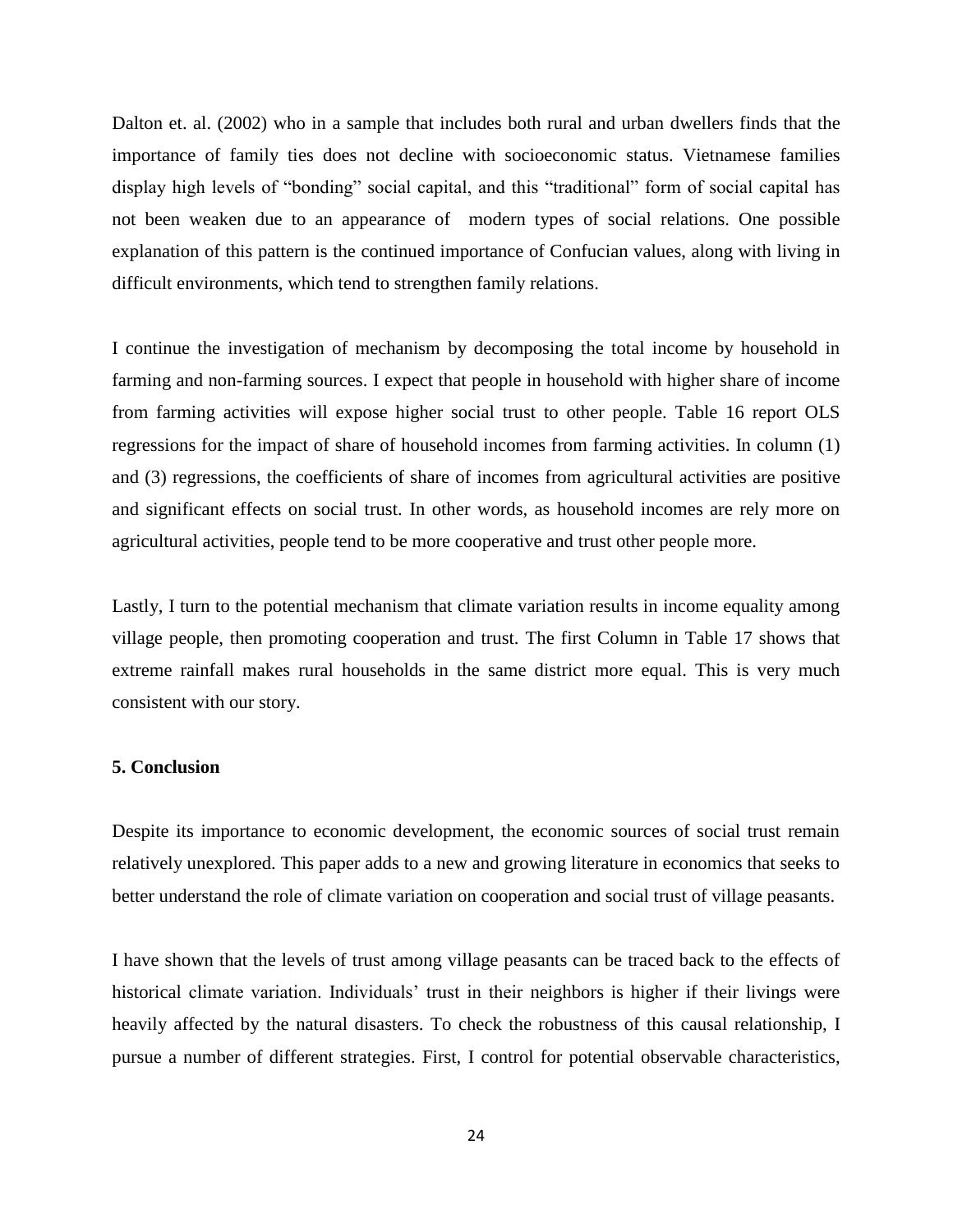Dalton et. al. (2002) who in a sample that includes both rural and urban dwellers finds that the importance of family ties does not decline with socioeconomic status. Vietnamese families display high levels of "bonding" social capital, and this "traditional" form of social capital has not been weaken due to an appearance of modern types of social relations. One possible explanation of this pattern is the continued importance of Confucian values, along with living in difficult environments, which tend to strengthen family relations.

I continue the investigation of mechanism by decomposing the total income by household in farming and non-farming sources. I expect that people in household with higher share of income from farming activities will expose higher social trust to other people. Table 16 report OLS regressions for the impact of share of household incomes from farming activities. In column (1) and (3) regressions, the coefficients of share of incomes from agricultural activities are positive and significant effects on social trust. In other words, as household incomes are rely more on agricultural activities, people tend to be more cooperative and trust other people more.

Lastly, I turn to the potential mechanism that climate variation results in income equality among village people, then promoting cooperation and trust. The first Column in Table 17 shows that extreme rainfall makes rural households in the same district more equal. This is very much consistent with our story.

## 5. Conclusion

Despite its importance to economic development, the economic sources of social trust remain relatively unexplored. This paper adds to a new and growing literature in economics that seeks to better understand the role of climate variation on cooperation and social trust of village peasants.

I have shown that the levels of trust among village peasants can be traced back to the effects of historical climate variation. Individuals' trust in their neighbors is higher if their livings were heavily affected by the natural disasters. To check the robustness of this causal relationship, I pursue a number of different strategies. First, I control for potential observable characteristics,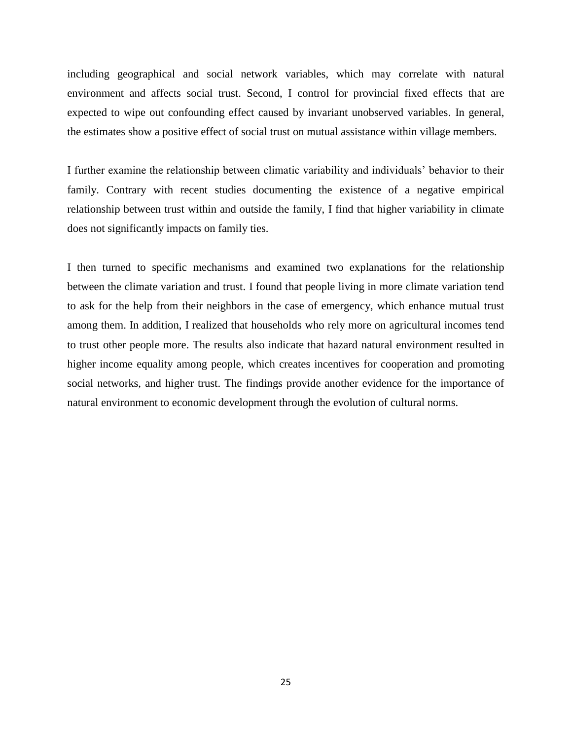including geographical and social network variables, which may correlate with natural environment and affects social trust. Second, I control for provincial fixed effects that are expected to wipe out confounding effect caused by invariant unobserved variables. In general, the estimates show a positive effect of social trust on mutual assistance within village members.

I further examine the relationship between climatic variability and individuals' behavior to their family. Contrary with recent studies documenting the existence of a negative empirical relationship between trust within and outside the family, I find that higher variability in climate does not significantly impacts on family ties.

I then turned to specific mechanisms and examined two explanations for the relationship between the climate variation and trust. I found that people living in more climate variation tend to ask for the help from their neighbors in the case of emergency, which enhance mutual trust among them. In addition, I realized that households who rely more on agricultural incomes tend to trust other people more. The results also indicate that hazard natural environment resulted in higher income equality among people, which creates incentives for cooperation and promoting social networks, and higher trust. The findings provide another evidence for the importance of natural environment to economic development through the evolution of cultural norms.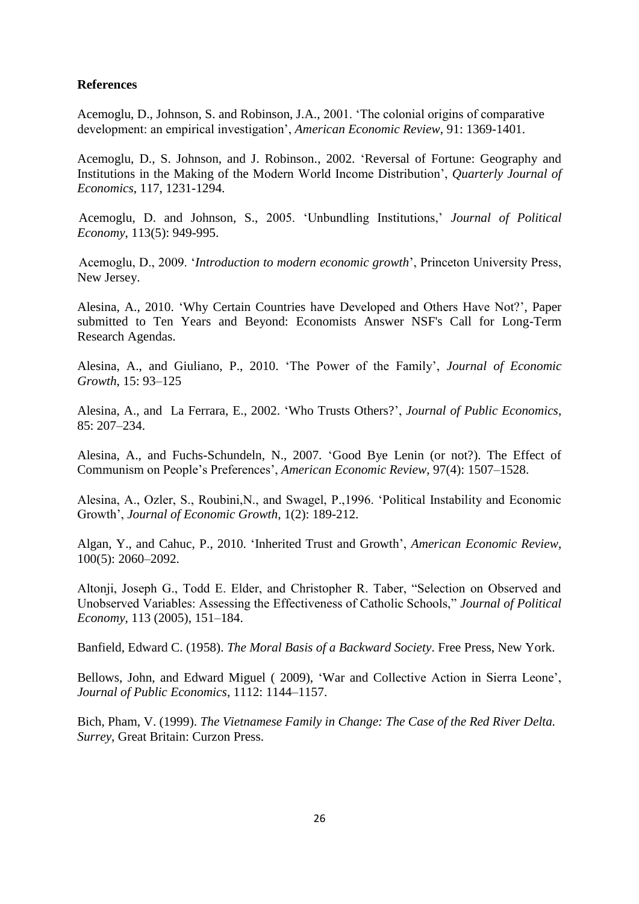**References**

Acemoglu, D., Johnson, S. and Robinson, J.A., 2001. 'The colonial origins of comparative development: an empirical investigation', *American Economic Review*, 91: 1369-1401.

Acemoglu, D., S. Johnson, and J. Robinson., 2002. 'Reversal of Fortune: Geography and Institutions in the Making of the Modern World Income Distribution', *Quarterly Journal of Economics*, 117, 1231-1294.

Acemoglu, D. and Johnson, S., 2005. 'Unbundling Institutions,' *Journal of Political Economy*, 113(5): 949-995.

Acemoglu, D., 2009. '*Introduction to modern economic growth*', Princeton University Press, New Jersey.

Alesina, A., 2010. 'Why Certain Countries have Developed and Others Have Not?', Paper submitted to Ten Years and Beyond: Economists Answer NSF's Call for Long-Term Research Agendas.

Alesina, A., and Giuliano, P., 2010. 'The Power of the Family', *Journal of Economic Growth*, 15: 93–125

Alesina, A., and La Ferrara, E., 2002. 'Who Trusts Others?', *Journal of Public Economics*, 85: 207–234.

Alesina, A., and Fuchs-Schundeln, N., 2007. 'Good Bye Lenin (or not?). The Effect of Communism on People's Preferences', *American Economic Review*, 97(4): 1507–1528.

Alesina, A., Ozler, S., Roubini,N., and Swagel, P.,1996. 'Political Instability and Economic Growth', *Journal of Economic Growth,* 1(2): 189-212.

Algan, Y., and Cahuc, P., 2010. 'Inherited Trust and Growth', *American Economic Review*, 100(5): 2060–2092.

Altonji, Joseph G., Todd E. Elder, and Christopher R. Taber, "Selection on Observed and Unobserved Variables: Assessing the Effectiveness of Catholic Schools," *Journal of Political Economy*, 113 (2005), 151–184.

Banfield, Edward C. (1958). *The Moral Basis of a Backward Society*. Free Press, New York.

Bellows, John, and Edward Miguel ( 2009), 'War and Collective Action in Sierra Leone', *Journal of Public Economics*, 1112: 1144–1157.

Bich, Pham, V. (1999). *The Vietnamese Family in Change: The Case of the Red River Delta. Surrey*, Great Britain: Curzon Press.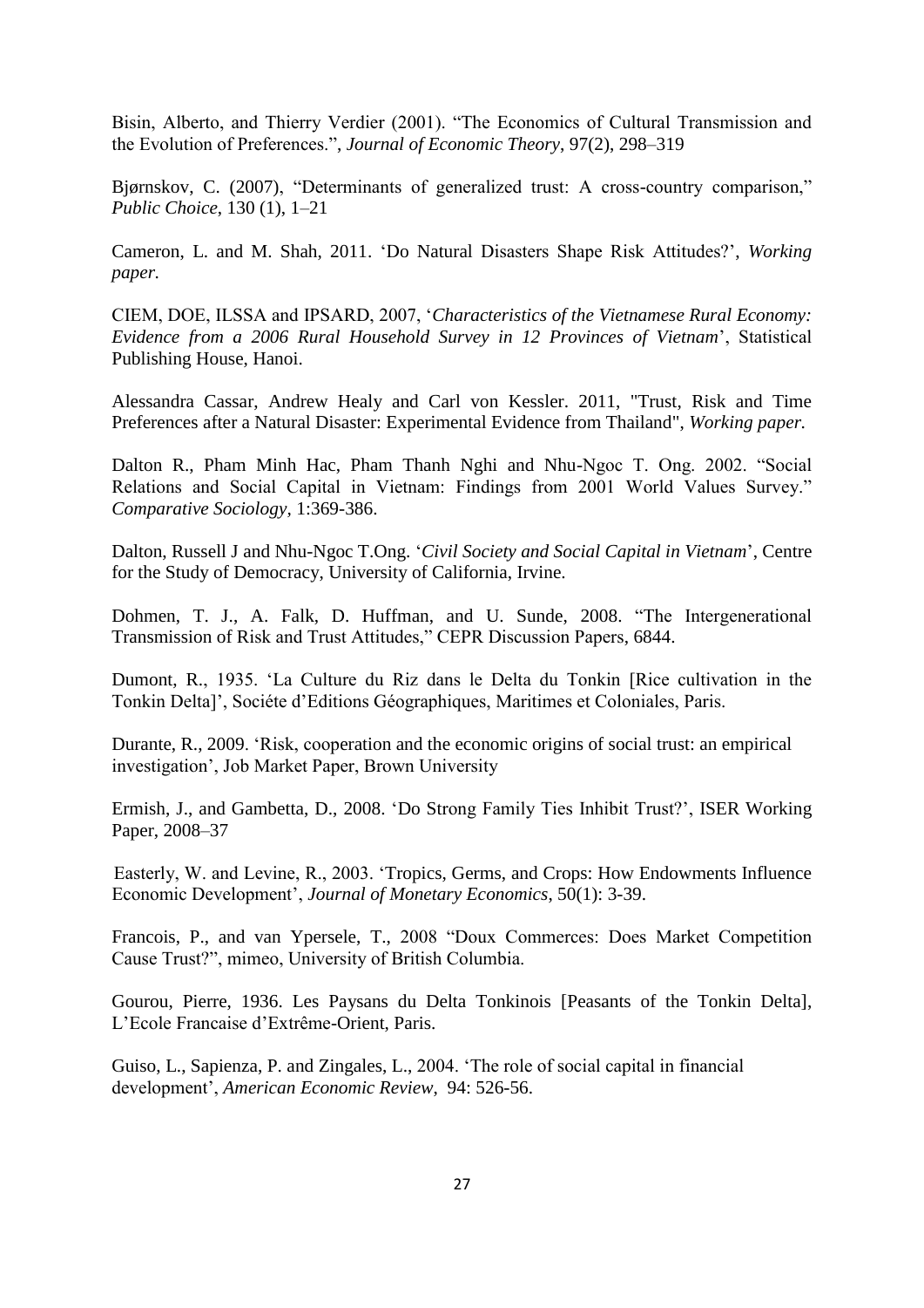Bisin, Alberto, and Thierry Verdier (2001). "The Economics of Cultural Transmission and the Evolution of Preferences.", *Journal of Economic Theory*, 97(2), 298–319

Bjørnskov, C. (2007), "Determinants of generalized trust: A cross-country comparison," *Public Choice*, 130 (1), 1–21

Cameron, L. and M. Shah, 2011. 'Do Natural Disasters Shape Risk Attitudes?', *Working paper.*

CIEM, DOE, ILSSA and IPSARD, 2007, '*Characteristics of the Vietnamese Rural Economy: Evidence from a 2006 Rural Household Survey in 12 Provinces of Vietnam*', Statistical Publishing House, Hanoi.

Alessandra Cassar, Andrew Healy and Carl von Kessler. 2011, "Trust, Risk and Time Preferences after a Natural Disaster: Experimental Evidence from Thailand", *Working paper.*

Dalton R., Pham Minh Hac, Pham Thanh Nghi and Nhu-Ngoc T. Ong. 2002. "Social Relations and Social Capital in Vietnam: Findings from 2001 World Values Survey." *Comparative Sociology,* 1:369-386.

Dalton, Russell J and Nhu-Ngoc T.Ong. '*Civil Society and Social Capital in Vietnam*', Centre for the Study of Democracy, University of California, Irvine.

Dohmen, T. J., A. Falk, D. Huffman, and U. Sunde, 2008. "The Intergenerational Transmission of Risk and Trust Attitudes," CEPR Discussion Papers, 6844.

Dumont, R., 1935. 'La Culture du Riz dans le Delta du Tonkin [Rice cultivation in the Tonkin Delta]', Sociéte d'Editions Géographiques, Maritimes et Coloniales, Paris.

Durante, R., 2009. 'Risk, cooperation and the economic origins of social trust: an empirical investigation', Job Market Paper, Brown University

Ermish, J., and Gambetta, D., 2008. 'Do Strong Family Ties Inhibit Trust?', ISER Working Paper, 2008–37

Easterly, W. and Levine, R., 2003. 'Tropics, Germs, and Crops: How Endowments Influence Economic Development', *Journal of Monetary Economics*, 50(1): 3-39.

Francois, P., and van Ypersele, T., 2008 "Doux Commerces: Does Market Competition Cause Trust?", mimeo, University of British Columbia.

Gourou, Pierre, 1936. Les Paysans du Delta Tonkinois [Peasants of the Tonkin Delta], L'Ecole Francaise d'Extrême-Orient, Paris.

Guiso, L., Sapienza, P. and Zingales, L., 2004. 'The role of social capital in financial development', *American Economic Review*, 94: 526-56.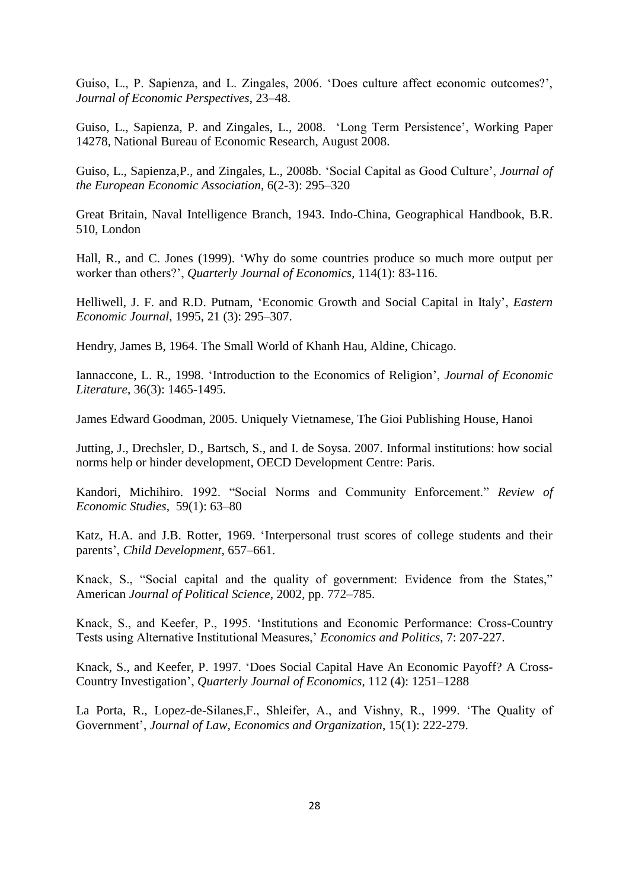Guiso, L., P. Sapienza, and L. Zingales, 2006. 'Does culture affect economic outcomes?', *Journal of Economic Perspectives*, 23–48.

Guiso, L., Sapienza, P. and Zingales, L., 2008. 'Long Term Persistence', Working Paper 14278, National Bureau of Economic Research, August 2008.

Guiso, L., Sapienza,P., and Zingales, L., 2008b. 'Social Capital as Good Culture', *Journal of the European Economic Association*, 6(2-3): 295–320

Great Britain, Naval Intelligence Branch, 1943. Indo-China, Geographical Handbook, B.R. 510, London

Hall, R., and C. Jones (1999). 'Why do some countries produce so much more output per worker than others?', *Quarterly Journal of Economics*, 114(1): 83-116.

Helliwell, J. F. and R.D. Putnam, 'Economic Growth and Social Capital in Italy', *Eastern Economic Journal*, 1995, 21 (3): 295–307.

Hendry, James B, 1964. The Small World of Khanh Hau, Aldine, Chicago.

Iannaccone, L. R., 1998. 'Introduction to the Economics of Religion', *Journal of Economic Literature*, 36(3): 1465-1495.

James Edward Goodman, 2005. Uniquely Vietnamese, The Gioi Publishing House, Hanoi

Jutting, J., Drechsler, D., Bartsch, S., and I. de Soysa. 2007. Informal institutions: how social norms help or hinder development, OECD Development Centre: Paris.

Kandori, Michihiro. 1992. "Social Norms and Community Enforcement." *Review of Economic Studies*, 59(1): 63–80

Katz, H.A. and J.B. Rotter, 1969. 'Interpersonal trust scores of college students and their parents', *Child Development*, 657–661.

Knack, S., "Social capital and the quality of government: Evidence from the States," American *Journal of Political Science*, 2002, pp. 772–785.

Knack, S., and Keefer, P., 1995. 'Institutions and Economic Performance: Cross-Country Tests using Alternative Institutional Measures,' *Economics and Politics*, 7: 207-227.

Knack, S., and Keefer, P. 1997. 'Does Social Capital Have An Economic Payoff? A Cross-Country Investigation', *Quarterly Journal of Economics*, 112 (4): 1251–1288

La Porta, R., Lopez-de-Silanes,F., Shleifer, A., and Vishny, R., 1999. 'The Quality of Government', *Journal of Law, Economics and Organization*, 15(1): 222-279.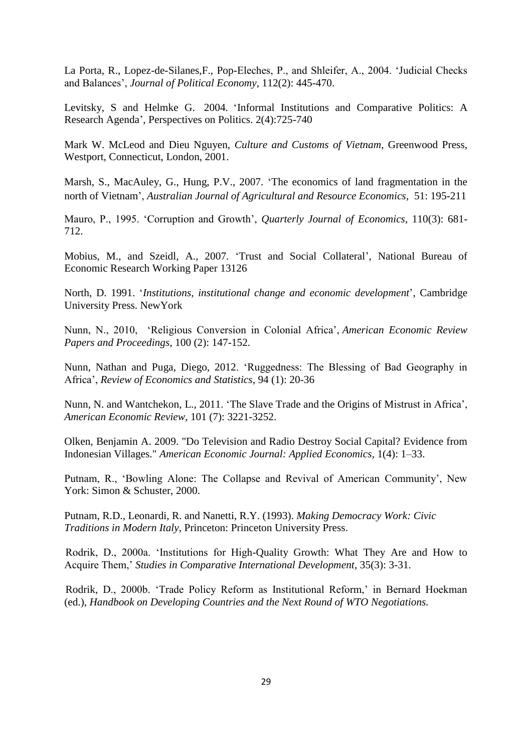La Porta, R., Lopez-de-Silanes,F., Pop-Eleches, P., and Shleifer, A., 2004. 'Judicial Checks and Balances', *Journal of Political Economy*, 112(2): 445-470.

Levitsky, S and Helmke G. 2004. 'Informal Institutions and Comparative Politics: A Research Agenda', Perspectives on Politics. 2(4):725-740

Mark W. McLeod and Dieu Nguyen, *Culture and Customs of Vietnam*, Greenwood Press, Westport, Connecticut, London, 2001.

Marsh, S., MacAuley, G., Hung, P.V., 2007. 'The economics of land fragmentation in the north of Vietnam', *Australian Journal of Agricultural and Resource Economics*, 51: 195-211

Mauro, P., 1995. 'Corruption and Growth', *Quarterly Journal of Economics*, 110(3): 681-712.

Mobius, M., and Szeidl, A., 2007. 'Trust and Social Collateral', National Bureau of Economic Research Working Paper 13126

North, D. 1991. '*Institutions, institutional change and economic development*', Cambridge University Press. NewYork

Nunn, N., 2010, 'Religious Conversion in Colonial Africa', *American Economic Review Papers and Proceedings*, 100 (2): 147-152.

Nunn, Nathan and Puga, Diego, 2012. 'Ruggedness: The Blessing of Bad Geography in Africa', *Review of Economics and Statistics*, 94 (1): 20-36

Nunn, N. and Wantchekon, L., 2011. 'The Slave Trade and the Origins of Mistrust in Africa', *American Economic Review*, 101 (7): 3221-3252.

Olken, Benjamin A. 2009. "Do Television and Radio Destroy Social Capital? Evidence from Indonesian Villages." *American Economic Journal: Applied Economics*, 1(4): 1–33.

Putnam, R., 'Bowling Alone: The Collapse and Revival of American Community', New York: Simon & Schuster, 2000.

Putnam, R.D., Leonardi, R. and Nanetti, R.Y. (1993). *Making Democracy Work: Civic Traditions in Modern Italy*, Princeton: Princeton University Press.

Rodrik, D., 2000a. 'Institutions for High-Quality Growth: What They Are and How to Acquire Them,' *Studies in Comparative International Development*, 35(3): 3-31.

Rodrik, D., 2000b. 'Trade Policy Reform as Institutional Reform,' in Bernard Hoekman (ed.), *Handbook on Developing Countries and the Next Round of WTO Negotiations.*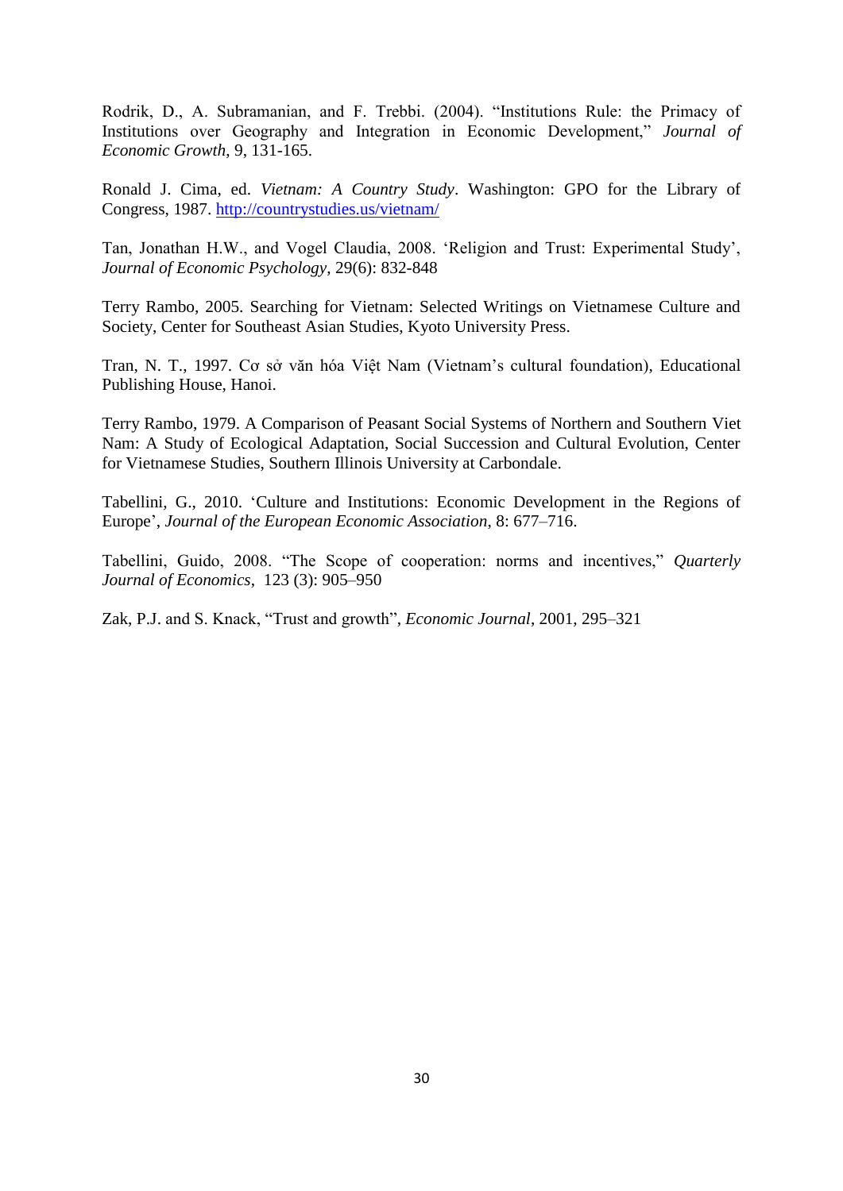Rodrik, D., A. Subramanian, and F. Trebbi. (2004). "Institutions Rule: the Primacy of Institutions over Geography and Integration in Economic Development," *Journal of Economic Growth*, 9, 131-165.

Ronald J. Cima, ed. *Vietnam: A Country Study*. Washington: GPO for the Library of Congress, 1987. http://countrystudies.us/vietnam/

Tan, Jonathan H.W., and Vogel Claudia, 2008. 'Religion and Trust: Experimental Study', *Journal of Economic Psychology*, 29(6): 832-848

Terry Rambo, 2005. Searching for Vietnam: Selected Writings on Vietnamese Culture and Society, Center for Southeast Asian Studies, Kyoto University Press.

Tran, N. T., 1997. Cơ sở văn hóa Việt Nam (Vietnam's cultural foundation), Educational Publishing House, Hanoi.

Terry Rambo, 1979. A Comparison of Peasant Social Systems of Northern and Southern Viet Nam: A Study of Ecological Adaptation, Social Succession and Cultural Evolution, Center for Vietnamese Studies, Southern Illinois University at Carbondale.

Tabellini, G., 2010. 'Culture and Institutions: Economic Development in the Regions of Europe', *Journal of the European Economic Association*, 8: 677–716.

Tabellini, Guido, 2008. "The Scope of cooperation: norms and incentives," *Quarterly Journal of Economics*, 123 (3): 905–950

Zak, P.J. and S. Knack, "Trust and growth", *Economic Journal*, 2001, 295–321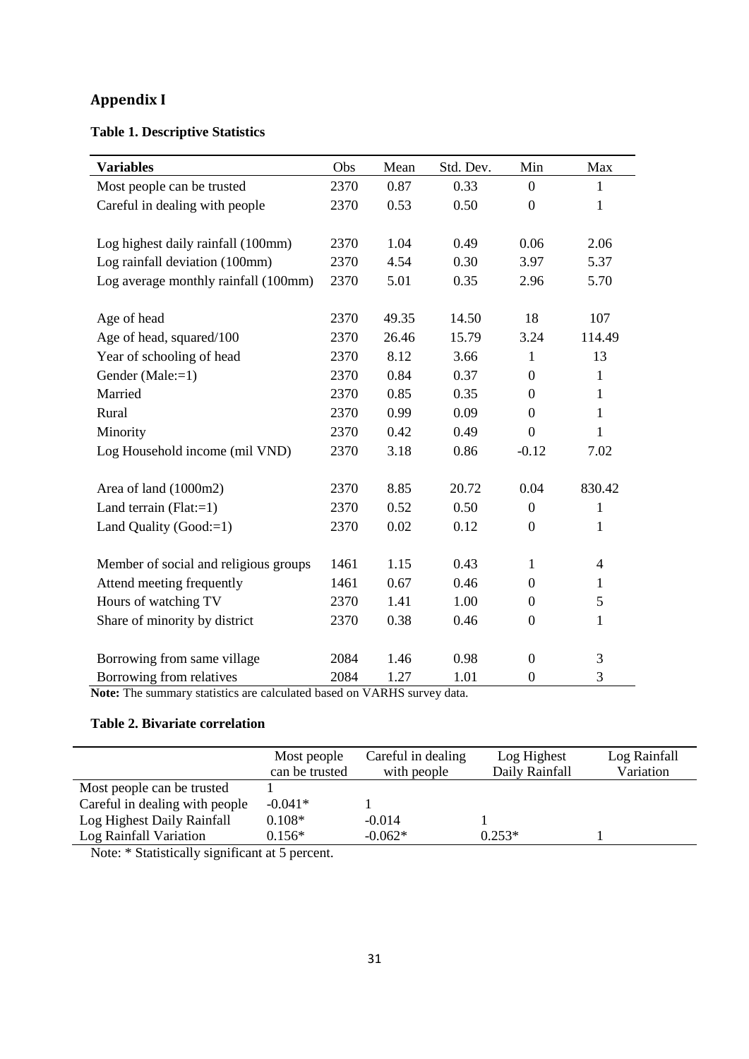## Appendix I

**Table 1. Descriptive Statistics**

| Variables | Obs | Mean | Std. Dev. | Min | Max |
|---|---|---|---|---|---|
| Most people can be trusted | 2370 | 0.87 | 0.33 | 0 | 1 |
| Careful in dealing with people | 2370 | 0.53 | 0.50 | 0 | 1 |
| Log highest daily rainfall (100mm) | 2370 | 1.04 | 0.49 | 0.06 | 2.06 |
| Log rainfall deviation (100mm) | 2370 | 4.54 | 0.30 | 3.97 | 5.37 |
| Log average monthly rainfall (100mm) | 2370 | 5.01 | 0.35 | 2.96 | 5.70 |
| Age of head | 2370 | 49.35 | 14.50 | 18 | 107 |
| Age of head, squared/100 | 2370 | 26.46 | 15.79 | 3.24 | 114.49 |
| Year of schooling of head | 2370 | 8.12 | 3.66 | 1 | 13 |
| Gender (Male:=1) | 2370 | 0.84 | 0.37 | 0 | 1 |
| Married | 2370 | 0.85 | 0.35 | 0 | 1 |
| Rural | 2370 | 0.99 | 0.09 | 0 | 1 |
| Minority | 2370 | 0.42 | 0.49 | 0 | 1 |
| Log Household income (mil VND) | 2370 | 3.18 | 0.86 | -0.12 | 7.02 |
| Area of land (1000m2) | 2370 | 8.85 | 20.72 | 0.04 | 830.42 |
| Land terrain (Flat:=1) | 2370 | 0.52 | 0.50 | 0 | 1 |
| Land Quality (Good:=1) | 2370 | 0.02 | 0.12 | 0 | 1 |
| Member of social and religious groups | 1461 | 1.15 | 0.43 | 1 | 4 |
| Attend meeting frequently | 1461 | 0.67 | 0.46 | 0 | 1 |
| Hours of watching TV | 2370 | 1.41 | 1.00 | 0 | 5 |
| Share of minority by district | 2370 | 0.38 | 0.46 | 0 | 1 |
| Borrowing from same village | 2084 | 1.46 | 0.98 | 0 | 3 |
| Borrowing from relatives | 2084 | 1.27 | 1.01 | 0 | 3 |

**Note:** The summary statistics are calculated based on VARHS survey data.

**Table 2. Bivariate correlation**

| | Most people can be trusted | Careful in dealing with people | Log Highest Daily Rainfall | Log Rainfall Variation |
|---|---|---|---|---|
| Most people can be trusted | 1 | | | |
| Careful in dealing with people | -0.041* | 1 | | |
| Log Highest Daily Rainfall | 0.108* | -0.014 | 1 | |
| Log Rainfall Variation | 0.156* | -0.062* | 0.253* | 1 |

Note: * Statistically significant at 5 percent.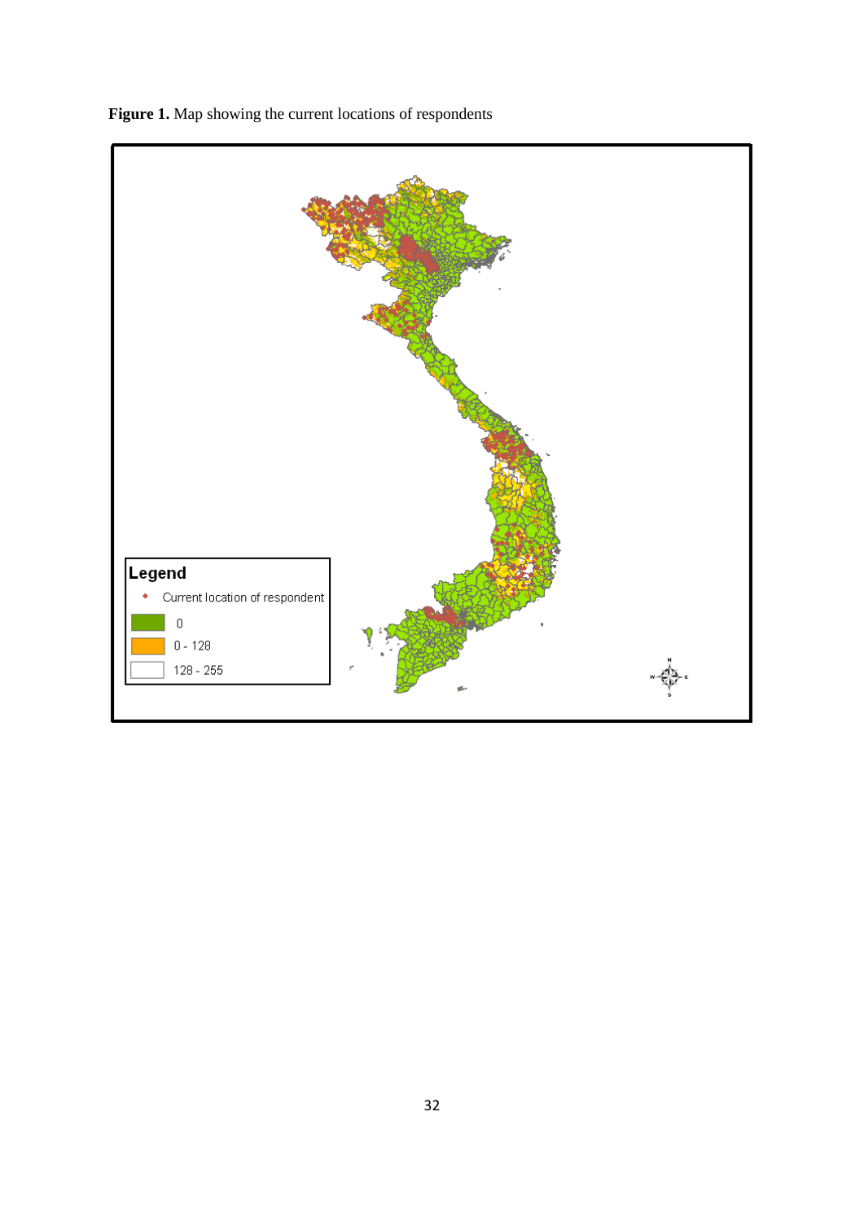**Figure 1.** Map showing the current locations of respondents

Legend

- Current location of respondent
- 0
- 0 - 128
- 128 - 255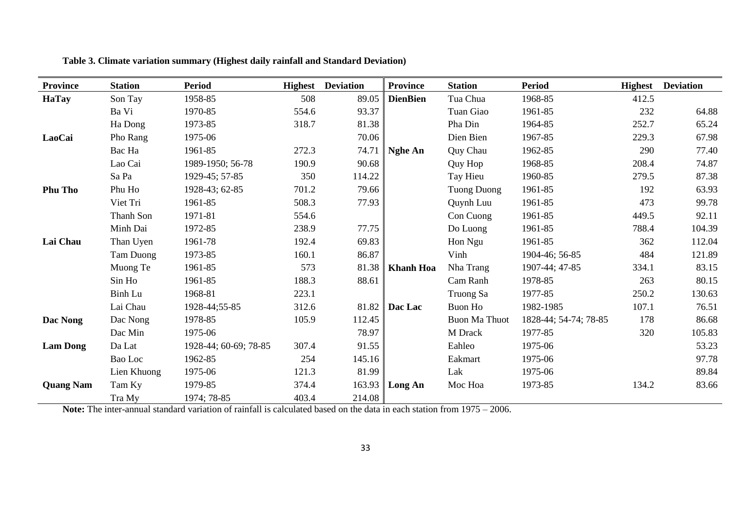**Table 3. Climate variation summary (Highest daily rainfall and Standard Deviation)**

| Province | Station | Period | Highest | Deviation | Province | Station | Period | Highest | Deviation |
|---|---|---|---|---|---|---|---|---|---|
| **HaTay** | Son Tay | 1958-85 | 508 | 89.05 | **DienBien** | Tua Chua | 1968-85 | 412.5 | |
| | Ba Vi | 1970-85 | 554.6 | 93.37 | | Tuan Giao | 1961-85 | 232 | 64.88 |
| | Ha Dong | 1973-85 | 318.7 | 81.38 | | Pha Din | 1964-85 | 252.7 | 65.24 |
| **LaoCai** | Pho Rang | 1975-06 | | 70.06 | | Dien Bien | 1967-85 | 229.3 | 67.98 |
| | Bac Ha | 1961-85 | 272.3 | 74.71 | **Nghe An** | Quy Chau | 1962-85 | 290 | 77.40 |
| | Lao Cai | 1989-1950; 56-78 | 190.9 | 90.68 | | Quy Hop | 1968-85 | 208.4 | 74.87 |
| | Sa Pa | 1929-45; 57-85 | 350 | 114.22 | | Tay Hieu | 1960-85 | 279.5 | 87.38 |
| **Phu Tho** | Phu Ho | 1928-43; 62-85 | 701.2 | 79.66 | | Tuong Duong | 1961-85 | 192 | 63.93 |
| | Viet Tri | 1961-85 | 508.3 | 77.93 | | Quynh Luu | 1961-85 | 473 | 99.78 |
| | Thanh Son | 1971-81 | 554.6 | | | Con Cuong | 1961-85 | 449.5 | 92.11 |
| | Minh Dai | 1972-85 | 238.9 | 77.75 | | Do Luong | 1961-85 | 788.4 | 104.39 |
| **Lai Chau** | Than Uyen | 1961-78 | 192.4 | 69.83 | | Hon Ngu | 1961-85 | 362 | 112.04 |
| | Tam Duong | 1973-85 | 160.1 | 86.87 | | Vinh | 1904-46; 56-85 | 484 | 121.89 |
| | Muong Te | 1961-85 | 573 | 81.38 | **Khanh Hoa** | Nha Trang | 1907-44; 47-85 | 334.1 | 83.15 |
| | Sin Ho | 1961-85 | 188.3 | 88.61 | | Cam Ranh | 1978-85 | 263 | 80.15 |
| | Binh Lu | 1968-81 | 223.1 | | | Truong Sa | 1977-85 | 250.2 | 130.63 |
| | Lai Chau | 1928-44;55-85 | 312.6 | 81.82 | **Dac Lac** | Buon Ho | 1982-1985 | 107.1 | 76.51 |
| **Dac Nong** | Dac Nong | 1978-85 | 105.9 | 112.45 | | Buon Ma Thuot | 1828-44; 54-74; 78-85 | 178 | 86.68 |
| | Dac Min | 1975-06 | | 78.97 | | M Drack | 1977-85 | 320 | 105.83 |
| **Lam Dong** | Da Lat | 1928-44; 60-69; 78-85 | 307.4 | 91.55 | | Eahleo | 1975-06 | | 53.23 |
| | Bao Loc | 1962-85 | 254 | 145.16 | | Eakmart | 1975-06 | | 97.78 |
| | Lien Khuong | 1975-06 | 121.3 | 81.99 | | Lak | 1975-06 | | 89.84 |
| **Quang Nam** | Tam Ky | 1979-85 | 374.4 | 163.93 | **Long An** | Moc Hoa | 1973-85 | 134.2 | 83.66 |
| | Tra My | 1974; 78-85 | 403.4 | 214.08 | | | | | |

**Note:** The inter-annual standard variation of rainfall is calculated based on the data in each station from 1975 – 2006.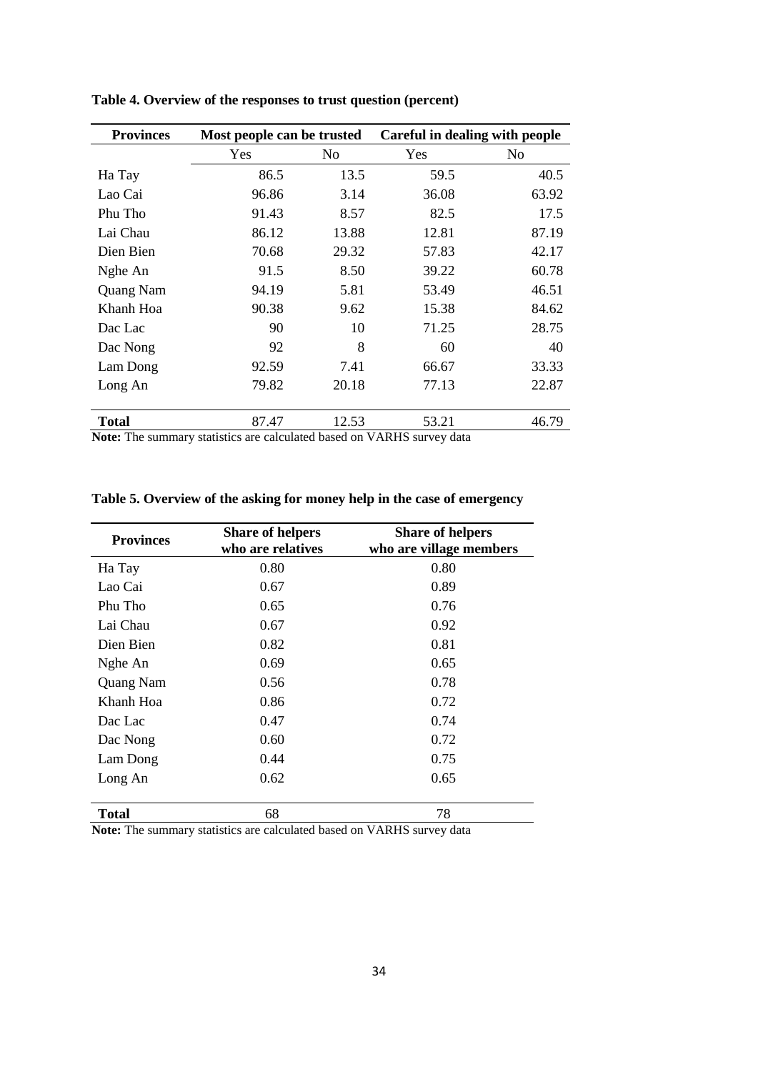**Table 4. Overview of the responses to trust question (percent)**

| Provinces | Most people can be trusted | | Careful in dealing with people | |
|---|---|---|---|---|
| | Yes | No | Yes | No |
| Ha Tay | 86.5 | 13.5 | 59.5 | 40.5 |
| Lao Cai | 96.86 | 3.14 | 36.08 | 63.92 |
| Phu Tho | 91.43 | 8.57 | 82.5 | 17.5 |
| Lai Chau | 86.12 | 13.88 | 12.81 | 87.19 |
| Dien Bien | 70.68 | 29.32 | 57.83 | 42.17 |
| Nghe An | 91.5 | 8.50 | 39.22 | 60.78 |
| Quang Nam | 94.19 | 5.81 | 53.49 | 46.51 |
| Khanh Hoa | 90.38 | 9.62 | 15.38 | 84.62 |
| Dac Lac | 90 | 10 | 71.25 | 28.75 |
| Dac Nong | 92 | 8 | 60 | 40 |
| Lam Dong | 92.59 | 7.41 | 66.67 | 33.33 |
| Long An | 79.82 | 20.18 | 77.13 | 22.87 |
| **Total** | 87.47 | 12.53 | 53.21 | 46.79 |

**Note:** The summary statistics are calculated based on VARHS survey data

**Table 5. Overview of the asking for money help in the case of emergency**

| Provinces | Share of helpers who are relatives | Share of helpers who are village members |
|---|---|---|
| Ha Tay | 0.80 | 0.80 |
| Lao Cai | 0.67 | 0.89 |
| Phu Tho | 0.65 | 0.76 |
| Lai Chau | 0.67 | 0.92 |
| Dien Bien | 0.82 | 0.81 |
| Nghe An | 0.69 | 0.65 |
| Quang Nam | 0.56 | 0.78 |
| Khanh Hoa | 0.86 | 0.72 |
| Dac Lac | 0.47 | 0.74 |
| Dac Nong | 0.60 | 0.72 |
| Lam Dong | 0.44 | 0.75 |
| Long An | 0.62 | 0.65 |
| **Total** | 68 | 78 |

**Note:** The summary statistics are calculated based on VARHS survey data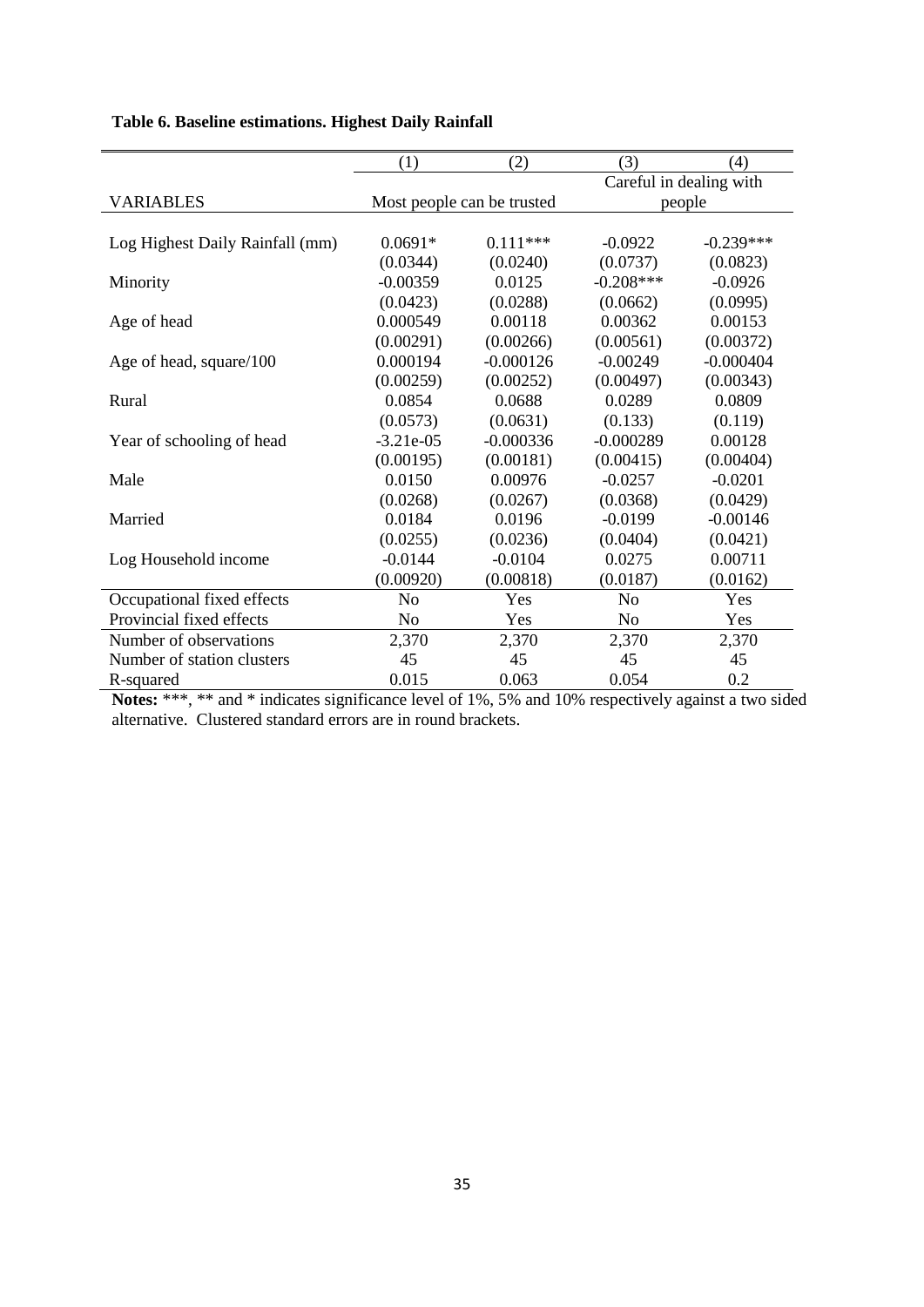**Table 6. Baseline estimations. Highest Daily Rainfall**

| | (1) | (2) | (3) | (4) |
|---|---|---|---|---|
| VARIABLES | Most people can be trusted | | Careful in dealing with people | |
| Log Highest Daily Rainfall (mm) | 0.0691* | 0.111*** | -0.0922 | -0.239*** |
| | (0.0344) | (0.0240) | (0.0737) | (0.0823) |
| Minority | -0.00359 | 0.0125 | -0.208*** | -0.0926 |
| | (0.0423) | (0.0288) | (0.0662) | (0.0995) |
| Age of head | 0.000549 | 0.00118 | 0.00362 | 0.00153 |
| | (0.00291) | (0.00266) | (0.00561) | (0.00372) |
| Age of head, square/100 | 0.000194 | -0.000126 | -0.00249 | -0.000404 |
| | (0.00259) | (0.00252) | (0.00497) | (0.00343) |
| Rural | 0.0854 | 0.0688 | 0.0289 | 0.0809 |
| | (0.0573) | (0.0631) | (0.133) | (0.119) |
| Year of schooling of head | -3.21e-05 | -0.000336 | -0.000289 | 0.00128 |
| | (0.00195) | (0.00181) | (0.00415) | (0.00404) |
| Male | 0.0150 | 0.00976 | -0.0257 | -0.0201 |
| | (0.0268) | (0.0267) | (0.0368) | (0.0429) |
| Married | 0.0184 | 0.0196 | -0.0199 | -0.00146 |
| | (0.0255) | (0.0236) | (0.0404) | (0.0421) |
| Log Household income | -0.0144 | -0.0104 | 0.0275 | 0.00711 |
| | (0.00920) | (0.00818) | (0.0187) | (0.0162) |
| Occupational fixed effects | No | Yes | No | Yes |
| Provincial fixed effects | No | Yes | No | Yes |
| Number of observations | 2,370 | 2,370 | 2,370 | 2,370 |
| Number of station clusters | 45 | 45 | 45 | 45 |
| R-squared | 0.015 | 0.063 | 0.054 | 0.2 |

**Notes:** ***, ** and * indicates significance level of 1%, 5% and 10% respectively against a two sided alternative. Clustered standard errors are in round brackets.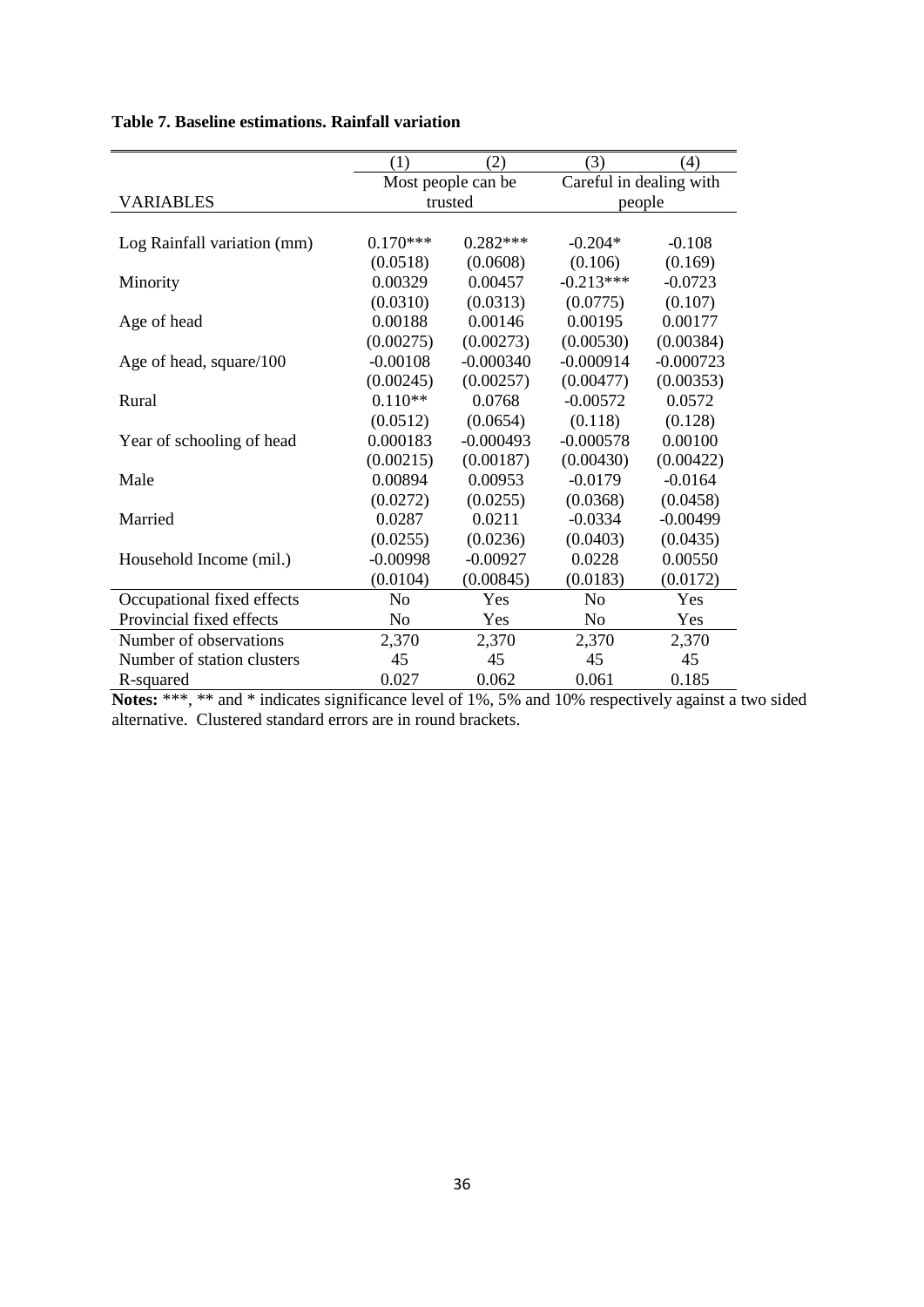**Table 7. Baseline estimations. Rainfall variation**

| | (1) | (2) | (3) | (4) |
|---|---|---|---|---|
| | Most people can be trusted | | Careful in dealing with people | |
| VARIABLES | | | | |
| Log Rainfall variation (mm) | 0.170*** | 0.282*** | -0.204* | -0.108 |
| | (0.0518) | (0.0608) | (0.106) | (0.169) |
| Minority | 0.00329 | 0.00457 | -0.213*** | -0.0723 |
| | (0.0310) | (0.0313) | (0.0775) | (0.107) |
| Age of head | 0.00188 | 0.00146 | 0.00195 | 0.00177 |
| | (0.00275) | (0.00273) | (0.00530) | (0.00384) |
| Age of head, square/100 | -0.00108 | -0.000340 | -0.000914 | -0.000723 |
| | (0.00245) | (0.00257) | (0.00477) | (0.00353) |
| Rural | 0.110** | 0.0768 | -0.00572 | 0.0572 |
| | (0.0512) | (0.0654) | (0.118) | (0.128) |
| Year of schooling of head | 0.000183 | -0.000493 | -0.000578 | 0.00100 |
| | (0.00215) | (0.00187) | (0.00430) | (0.00422) |
| Male | 0.00894 | 0.00953 | -0.0179 | -0.0164 |
| | (0.0272) | (0.0255) | (0.0368) | (0.0458) |
| Married | 0.0287 | 0.0211 | -0.0334 | -0.00499 |
| | (0.0255) | (0.0236) | (0.0403) | (0.0435) |
| Household Income (mil.) | -0.00998 | -0.00927 | 0.0228 | 0.00550 |
| | (0.0104) | (0.00845) | (0.0183) | (0.0172) |
| Occupational fixed effects | No | Yes | No | Yes |
| Provincial fixed effects | No | Yes | No | Yes |
| Number of observations | 2,370 | 2,370 | 2,370 | 2,370 |
| Number of station clusters | 45 | 45 | 45 | 45 |
| R-squared | 0.027 | 0.062 | 0.061 | 0.185 |

**Notes:** ***, ** and * indicates significance level of 1%, 5% and 10% respectively against a two sided alternative. Clustered standard errors are in round brackets.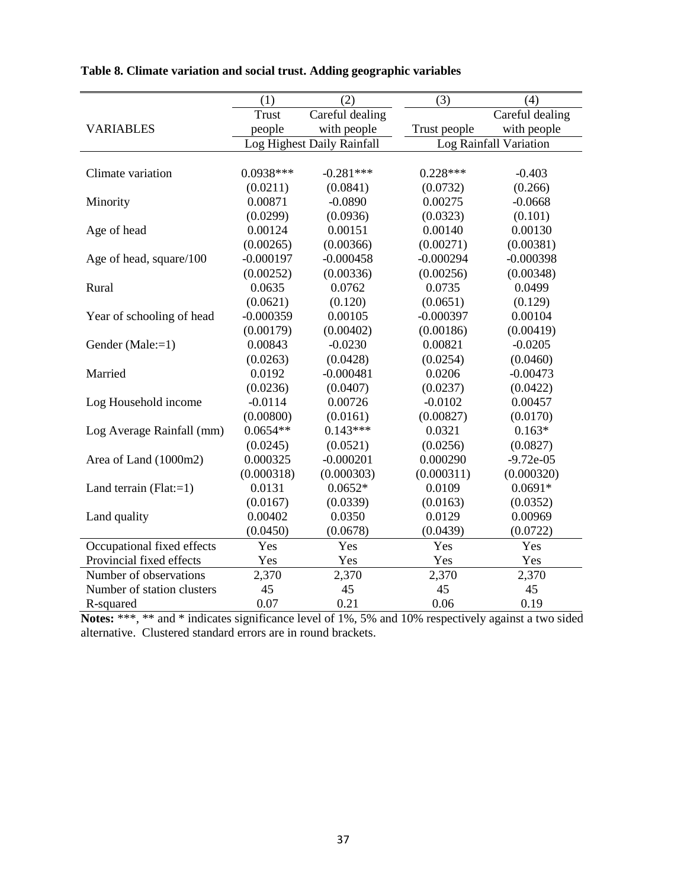**Table 8. Climate variation and social trust. Adding geographic variables**

| | (1) | (2) | (3) | (4) |
|---|---|---|---|---|
| VARIABLES | Trust people | Careful dealing with people | Trust people | Careful dealing with people |
| | Log Highest Daily Rainfall | | Log Rainfall Variation | |
| Climate variation | 0.0938*** | -0.281*** | 0.228*** | -0.403 |
| | (0.0211) | (0.0841) | (0.0732) | (0.266) |
| Minority | 0.00871 | -0.0890 | 0.00275 | -0.0668 |
| | (0.0299) | (0.0936) | (0.0323) | (0.101) |
| Age of head | 0.00124 | 0.00151 | 0.00140 | 0.00130 |
| | (0.00265) | (0.00366) | (0.00271) | (0.00381) |
| Age of head, square/100 | -0.000197 | -0.000458 | -0.000294 | -0.000398 |
| | (0.00252) | (0.00336) | (0.00256) | (0.00348) |
| Rural | 0.0635 | 0.0762 | 0.0735 | 0.0499 |
| | (0.0621) | (0.120) | (0.0651) | (0.129) |
| Year of schooling of head | -0.000359 | 0.00105 | -0.000397 | 0.00104 |
| | (0.00179) | (0.00402) | (0.00186) | (0.00419) |
| Gender (Male:=1) | 0.00843 | -0.0230 | 0.00821 | -0.0205 |
| | (0.0263) | (0.0428) | (0.0254) | (0.0460) |
| Married | 0.0192 | -0.000481 | 0.0206 | -0.00473 |
| | (0.0236) | (0.0407) | (0.0237) | (0.0422) |
| Log Household income | -0.0114 | 0.00726 | -0.0102 | 0.00457 |
| | (0.00800) | (0.0161) | (0.00827) | (0.0170) |
| Log Average Rainfall (mm) | 0.0654** | 0.143*** | 0.0321 | 0.163* |
| | (0.0245) | (0.0521) | (0.0256) | (0.0827) |
| Area of Land (1000m2) | 0.000325 | -0.000201 | 0.000290 | -9.72e-05 |
| | (0.000318) | (0.000303) | (0.000311) | (0.000320) |
| Land terrain (Flat:=1) | 0.0131 | 0.0652* | 0.0109 | 0.0691* |
| | (0.0167) | (0.0339) | (0.0163) | (0.0352) |
| Land quality | 0.00402 | 0.0350 | 0.0129 | 0.00969 |
| | (0.0450) | (0.0678) | (0.0439) | (0.0722) |
| Occupational fixed effects | Yes | Yes | Yes | Yes |
| Provincial fixed effects | Yes | Yes | Yes | Yes |
| Number of observations | 2,370 | 2,370 | 2,370 | 2,370 |
| Number of station clusters | 45 | 45 | 45 | 45 |
| R-squared | 0.07 | 0.21 | 0.06 | 0.19 |

**Notes:** ***, ** and * indicates significance level of 1%, 5% and 10% respectively against a two sided alternative. Clustered standard errors are in round brackets.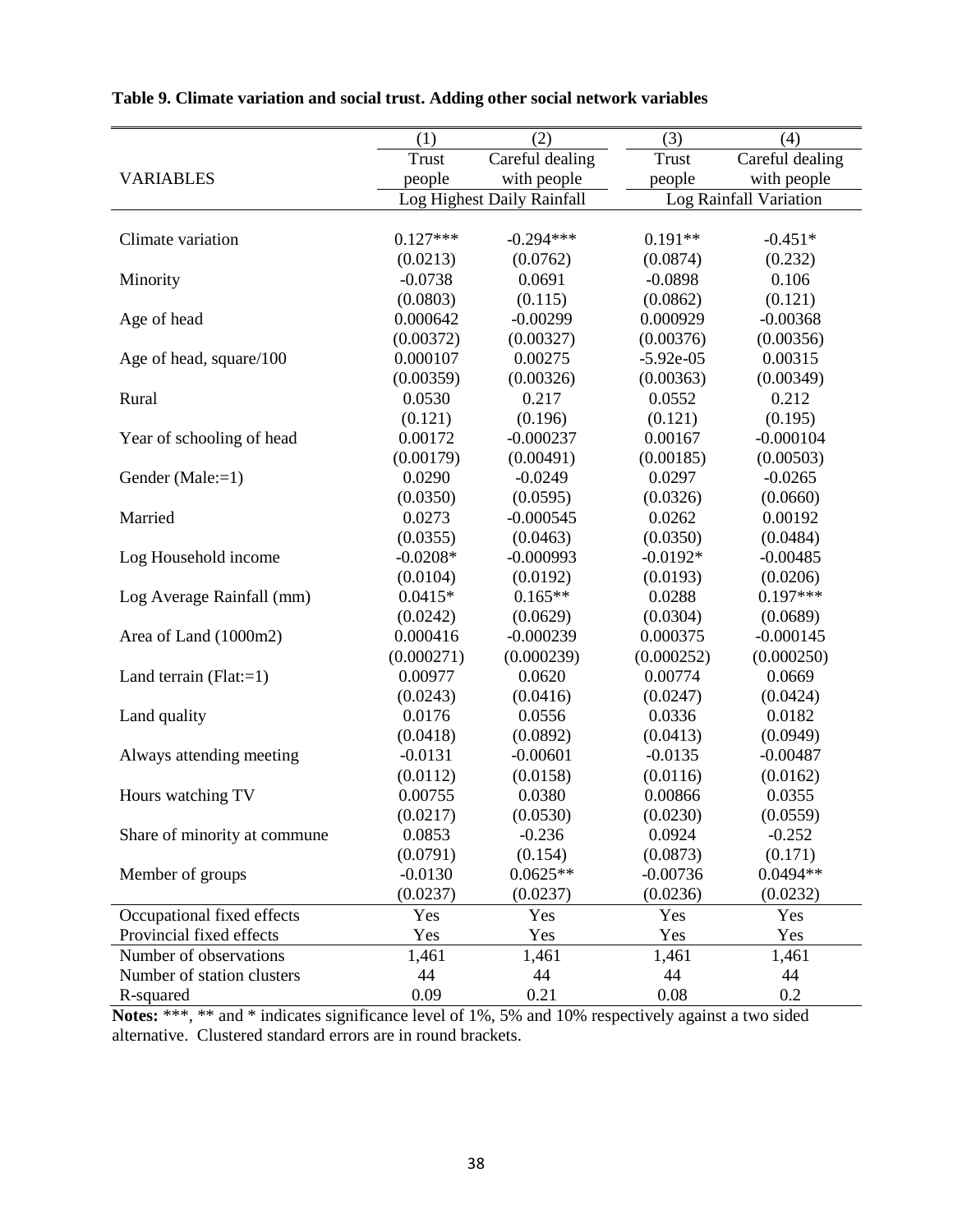**Table 9. Climate variation and social trust. Adding other social network variables**

| | (1) | (2) | (3) | (4) |
|---|---|---|---|---|
| VARIABLES | Trust people | Careful dealing with people | Trust people | Careful dealing with people |
| | Log Highest Daily Rainfall | | Log Rainfall Variation | |
| Climate variation | 0.127*** | -0.294*** | 0.191** | -0.451* |
| | (0.0213) | (0.0762) | (0.0874) | (0.232) |
| Minority | -0.0738 | 0.0691 | -0.0898 | 0.106 |
| | (0.0803) | (0.115) | (0.0862) | (0.121) |
| Age of head | 0.000642 | -0.00299 | 0.000929 | -0.00368 |
| | (0.00372) | (0.00327) | (0.00376) | (0.00356) |
| Age of head, square/100 | 0.000107 | 0.00275 | -5.92e-05 | 0.00315 |
| | (0.00359) | (0.00326) | (0.00363) | (0.00349) |
| Rural | 0.0530 | 0.217 | 0.0552 | 0.212 |
| | (0.121) | (0.196) | (0.121) | (0.195) |
| Year of schooling of head | 0.00172 | -0.000237 | 0.00167 | -0.000104 |
| | (0.00179) | (0.00491) | (0.00185) | (0.00503) |
| Gender (Male:=1) | 0.0290 | -0.0249 | 0.0297 | -0.0265 |
| | (0.0350) | (0.0595) | (0.0326) | (0.0660) |
| Married | 0.0273 | -0.000545 | 0.0262 | 0.00192 |
| | (0.0355) | (0.0463) | (0.0350) | (0.0484) |
| Log Household income | -0.0208* | -0.000993 | -0.0192* | -0.00485 |
| | (0.0104) | (0.0192) | (0.0193) | (0.0206) |
| Log Average Rainfall (mm) | 0.0415* | 0.165** | 0.0288 | 0.197*** |
| | (0.0242) | (0.0629) | (0.0304) | (0.0689) |
| Area of Land (1000m2) | 0.000416 | -0.000239 | 0.000375 | -0.000145 |
| | (0.000271) | (0.000239) | (0.000252) | (0.000250) |
| Land terrain (Flat:=1) | 0.00977 | 0.0620 | 0.00774 | 0.0669 |
| | (0.0243) | (0.0416) | (0.0247) | (0.0424) |
| Land quality | 0.0176 | 0.0556 | 0.0336 | 0.0182 |
| | (0.0418) | (0.0892) | (0.0413) | (0.0949) |
| Always attending meeting | -0.0131 | -0.00601 | -0.0135 | -0.00487 |
| | (0.0112) | (0.0158) | (0.0116) | (0.0162) |
| Hours watching TV | 0.00755 | 0.0380 | 0.00866 | 0.0355 |
| | (0.0217) | (0.0530) | (0.0230) | (0.0559) |
| Share of minority at commune | 0.0853 | -0.236 | 0.0924 | -0.252 |
| | (0.0791) | (0.154) | (0.0873) | (0.171) |
| Member of groups | -0.0130 | 0.0625** | -0.00736 | 0.0494** |
| | (0.0237) | (0.0237) | (0.0236) | (0.0232) |
| Occupational fixed effects | Yes | Yes | Yes | Yes |
| Provincial fixed effects | Yes | Yes | Yes | Yes |
| Number of observations | 1,461 | 1,461 | 1,461 | 1,461 |
| Number of station clusters | 44 | 44 | 44 | 44 |
| R-squared | 0.09 | 0.21 | 0.08 | 0.2 |

**Notes:** ***, ** and * indicates significance level of 1%, 5% and 10% respectively against a two sided alternative. Clustered standard errors are in round brackets.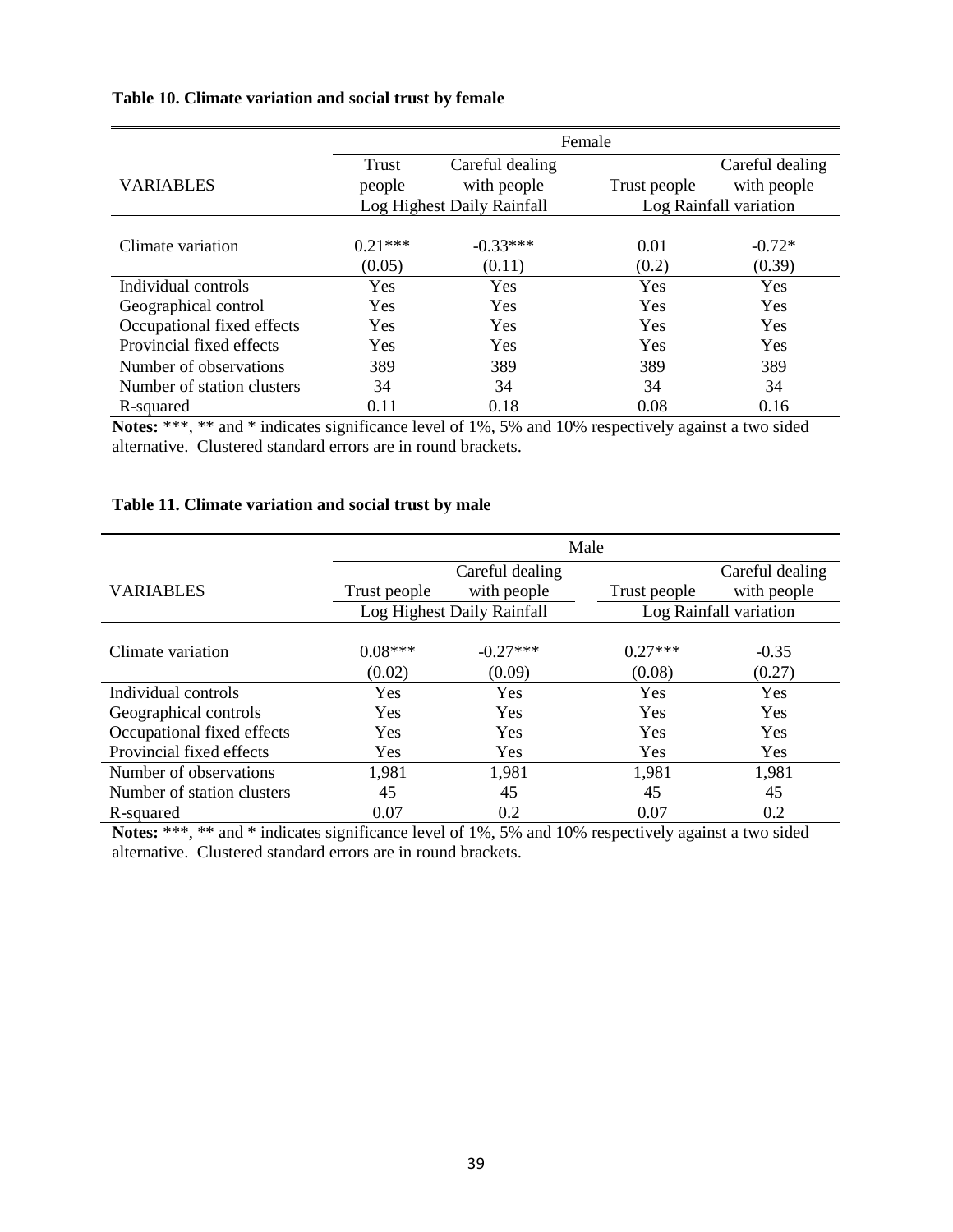**Table 10. Climate variation and social trust by female**

| | Female | | | |
|---|---|---|---|---|
| VARIABLES | Trust people | Careful dealing with people | Trust people | Careful dealing with people |
| | Log Highest Daily Rainfall | | Log Rainfall variation | |
| Climate variation | 0.21*** | -0.33*** | 0.01 | -0.72* |
| | (0.05) | (0.11) | (0.2) | (0.39) |
| Individual controls | Yes | Yes | Yes | Yes |
| Geographical control | Yes | Yes | Yes | Yes |
| Occupational fixed effects | Yes | Yes | Yes | Yes |
| Provincial fixed effects | Yes | Yes | Yes | Yes |
| Number of observations | 389 | 389 | 389 | 389 |
| Number of station clusters | 34 | 34 | 34 | 34 |
| R-squared | 0.11 | 0.18 | 0.08 | 0.16 |

**Notes:** ***, ** and * indicates significance level of 1%, 5% and 10% respectively against a two sided alternative. Clustered standard errors are in round brackets.

**Table 11. Climate variation and social trust by male**

| | Male | | | |
|---|---|---|---|---|
| VARIABLES | Trust people | Careful dealing with people | Trust people | Careful dealing with people |
| | Log Highest Daily Rainfall | | Log Rainfall variation | |
| Climate variation | 0.08*** | -0.27*** | 0.27*** | -0.35 |
| | (0.02) | (0.09) | (0.08) | (0.27) |
| Individual controls | Yes | Yes | Yes | Yes |
| Geographical controls | Yes | Yes | Yes | Yes |
| Occupational fixed effects | Yes | Yes | Yes | Yes |
| Provincial fixed effects | Yes | Yes | Yes | Yes |
| Number of observations | 1,981 | 1,981 | 1,981 | 1,981 |
| Number of station clusters | 45 | 45 | 45 | 45 |
| R-squared | 0.07 | 0.2 | 0.07 | 0.2 |

**Notes:** ***, ** and * indicates significance level of 1%, 5% and 10% respectively against a two sided alternative. Clustered standard errors are in round brackets.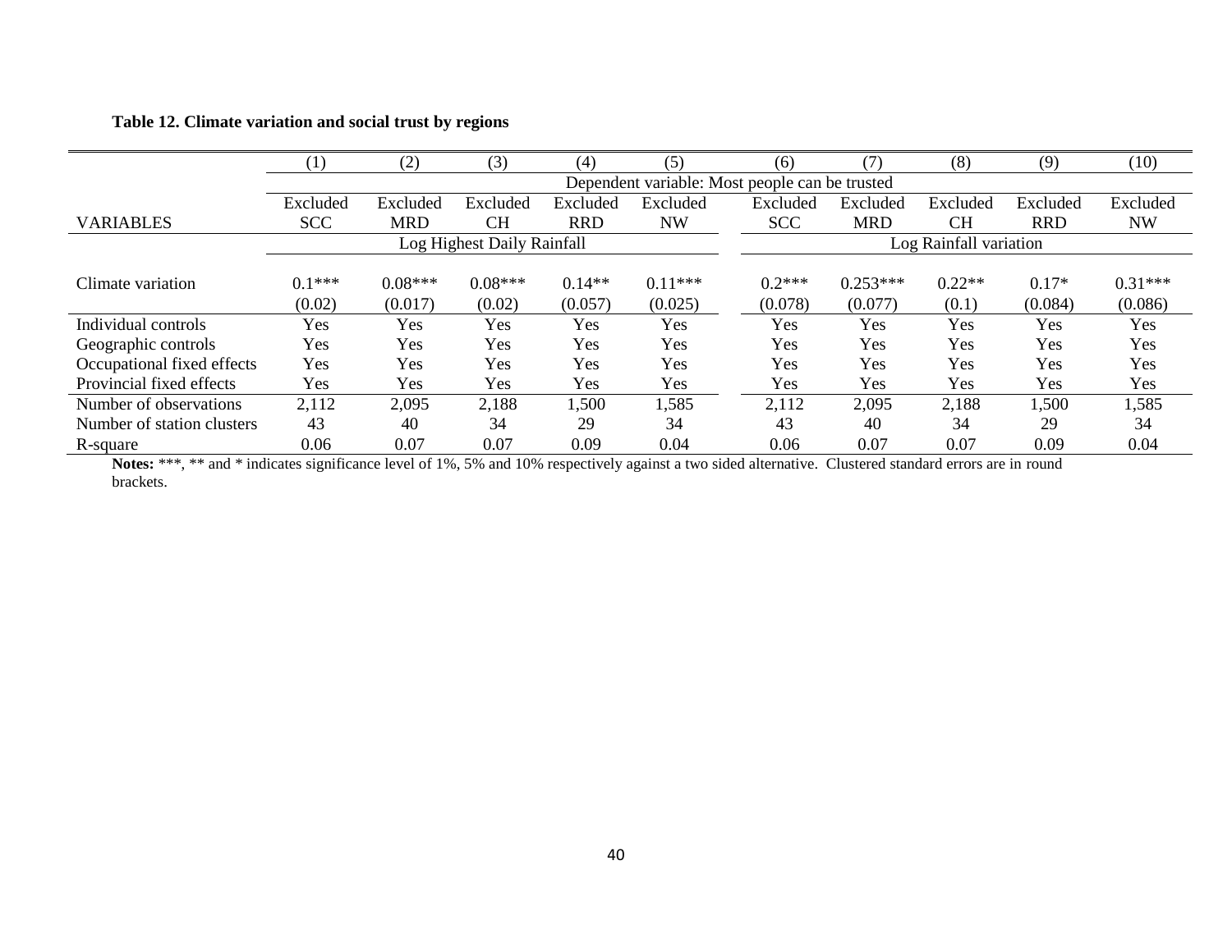**Table 12. Climate variation and social trust by regions**

| | (1) | (2) | (3) | (4) | (5) | (6) | (7) | (8) | (9) | (10) |
|---|---|---|---|---|---|---|---|---|---|---|
| | Dependent variable: Most people can be trusted | | | | | | | | | |
| VARIABLES | Excluded SCC | Excluded MRD | Excluded CH | Excluded RRD | Excluded NW | Excluded SCC | Excluded MRD | Excluded CH | Excluded RRD | Excluded NW |
| | Log Highest Daily Rainfall | | | | | Log Rainfall variation | | | | |
| Climate variation | 0.1*** | 0.08*** | 0.08*** | 0.14** | 0.11*** | 0.2*** | 0.253*** | 0.22** | 0.17* | 0.31*** |
| | (0.02) | (0.017) | (0.02) | (0.057) | (0.025) | (0.078) | (0.077) | (0.1) | (0.084) | (0.086) |
| Individual controls | Yes | Yes | Yes | Yes | Yes | Yes | Yes | Yes | Yes | Yes |
| Geographic controls | Yes | Yes | Yes | Yes | Yes | Yes | Yes | Yes | Yes | Yes |
| Occupational fixed effects | Yes | Yes | Yes | Yes | Yes | Yes | Yes | Yes | Yes | Yes |
| Provincial fixed effects | Yes | Yes | Yes | Yes | Yes | Yes | Yes | Yes | Yes | Yes |
| Number of observations | 2,112 | 2,095 | 2,188 | 1,500 | 1,585 | 2,112 | 2,095 | 2,188 | 1,500 | 1,585 |
| Number of station clusters | 43 | 40 | 34 | 29 | 34 | 43 | 40 | 34 | 29 | 34 |
| R-square | 0.06 | 0.07 | 0.07 | 0.09 | 0.04 | 0.06 | 0.07 | 0.07 | 0.09 | 0.04 |

**Notes:** ***, ** and * indicates significance level of 1%, 5% and 10% respectively against a two sided alternative. Clustered standard errors are in round brackets.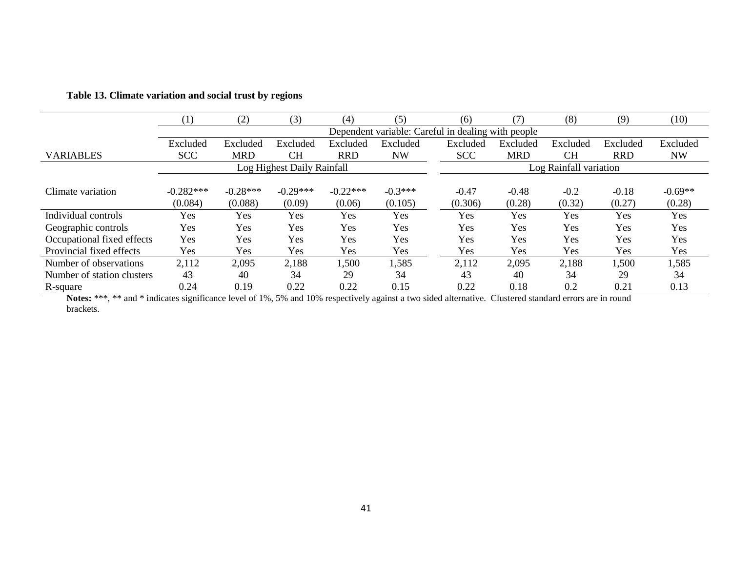**Table 13. Climate variation and social trust by regions**

| | (1) | (2) | (3) | (4) | (5) | (6) | (7) | (8) | (9) | (10) |
|---|---|---|---|---|---|---|---|---|---|---|
| | Dependent variable: Careful in dealing with people | | | | | | | | | |
| VARIABLES | Excluded SCC | Excluded MRD | Excluded CH | Excluded RRD | Excluded NW | Excluded SCC | Excluded MRD | Excluded CH | Excluded RRD | Excluded NW |
| | Log Highest Daily Rainfall | | | | | Log Rainfall variation | | | | |
| Climate variation | -0.282*** | -0.28*** | -0.29*** | -0.22*** | -0.3*** | -0.47 | -0.48 | -0.2 | -0.18 | -0.69** |
| | (0.084) | (0.088) | (0.09) | (0.06) | (0.105) | (0.306) | (0.28) | (0.32) | (0.27) | (0.28) |
| Individual controls | Yes | Yes | Yes | Yes | Yes | Yes | Yes | Yes | Yes | Yes |
| Geographic controls | Yes | Yes | Yes | Yes | Yes | Yes | Yes | Yes | Yes | Yes |
| Occupational fixed effects | Yes | Yes | Yes | Yes | Yes | Yes | Yes | Yes | Yes | Yes |
| Provincial fixed effects | Yes | Yes | Yes | Yes | Yes | Yes | Yes | Yes | Yes | Yes |
| Number of observations | 2,112 | 2,095 | 2,188 | 1,500 | 1,585 | 2,112 | 2,095 | 2,188 | 1,500 | 1,585 |
| Number of station clusters | 43 | 40 | 34 | 29 | 34 | 43 | 40 | 34 | 29 | 34 |
| R-square | 0.24 | 0.19 | 0.22 | 0.22 | 0.15 | 0.22 | 0.18 | 0.2 | 0.21 | 0.13 |

**Notes:** ***, ** and * indicates significance level of 1%, 5% and 10% respectively against a two sided alternative. Clustered standard errors are in round brackets.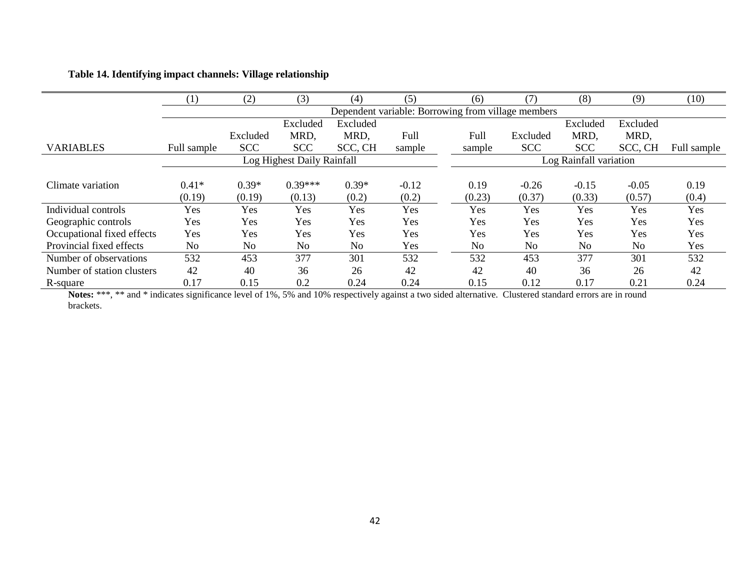**Table 14. Identifying impact channels: Village relationship**

| | (1) | (2) | (3) | (4) | (5) | (6) | (7) | (8) | (9) | (10) |
|---|---|---|---|---|---|---|---|---|---|---|
| | Dependent variable: Borrowing from village members | | | | | | | | | |
| VARIABLES | Full sample | Excluded SCC | Excluded MRD, SCC | Excluded MRD, SCC, CH | Full sample | Full sample | Excluded SCC | Excluded MRD, SCC | Excluded MRD, SCC, CH | Full sample |
| | Log Highest Daily Rainfall | | | | | Log Rainfall variation | | | | |
| Climate variation | 0.41* | 0.39* | 0.39*** | 0.39* | -0.12 | 0.19 | -0.26 | -0.15 | -0.05 | 0.19 |
| | (0.19) | (0.19) | (0.13) | (0.2) | (0.2) | (0.23) | (0.37) | (0.33) | (0.57) | (0.4) |
| Individual controls | Yes | Yes | Yes | Yes | Yes | Yes | Yes | Yes | Yes | Yes |
| Geographic controls | Yes | Yes | Yes | Yes | Yes | Yes | Yes | Yes | Yes | Yes |
| Occupational fixed effects | Yes | Yes | Yes | Yes | Yes | Yes | Yes | Yes | Yes | Yes |
| Provincial fixed effects | No | No | No | No | Yes | No | No | No | No | Yes |
| Number of observations | 532 | 453 | 377 | 301 | 532 | 532 | 453 | 377 | 301 | 532 |
| Number of station clusters | 42 | 40 | 36 | 26 | 42 | 42 | 40 | 36 | 26 | 42 |
| R-square | 0.17 | 0.15 | 0.2 | 0.24 | 0.24 | 0.15 | 0.12 | 0.17 | 0.21 | 0.24 |

**Notes:** ***, ** and * indicates significance level of 1%, 5% and 10% respectively against a two sided alternative. Clustered standard errors are in round brackets.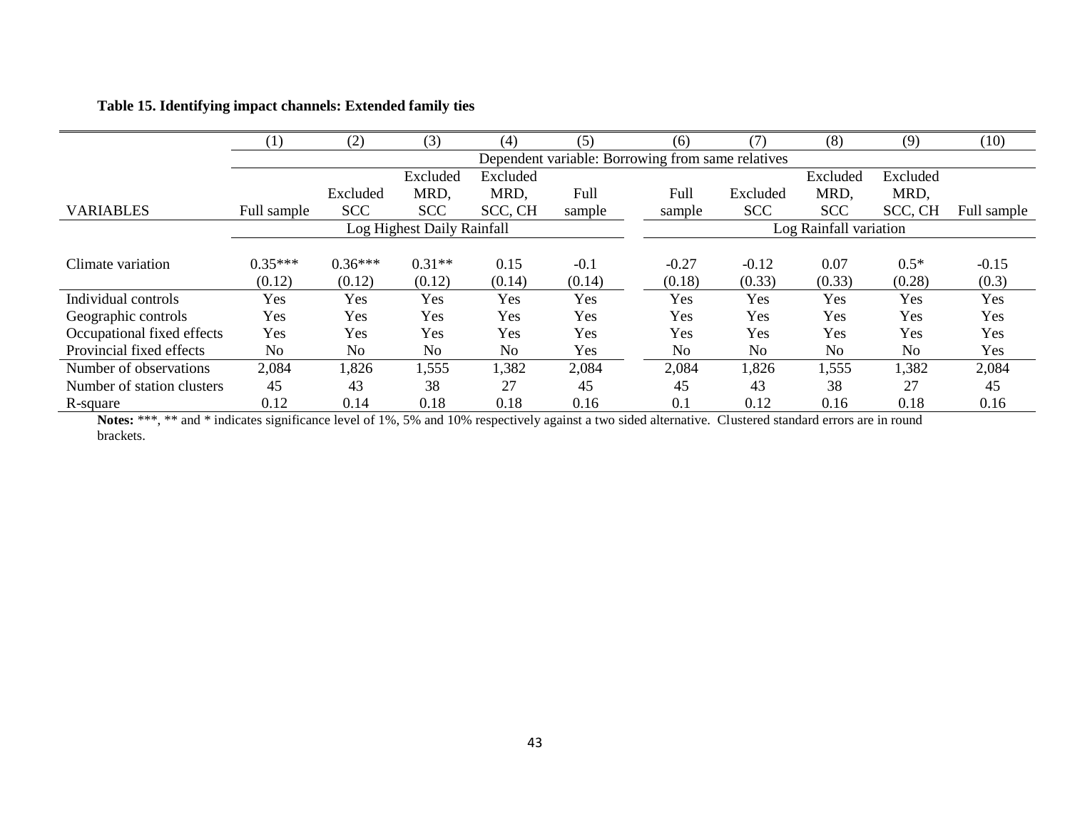**Table 15. Identifying impact channels: Extended family ties**

| | (1) | (2) | (3) | (4) | (5) | (6) | (7) | (8) | (9) | (10) |
|---|---|---|---|---|---|---|---|---|---|---|
| | Dependent variable: Borrowing from same relatives | | | | | | | | | |
| VARIABLES | Full sample | Excluded SCC | Excluded MRD, SCC | Excluded MRD, SCC, CH | Full sample | Full sample | Excluded SCC | Excluded MRD, SCC | Excluded MRD, SCC, CH | Full sample |
| | Log Highest Daily Rainfall | | | | | Log Rainfall variation | | | | |
| Climate variation | 0.35*** | 0.36*** | 0.31** | 0.15 | -0.1 | -0.27 | -0.12 | 0.07 | 0.5* | -0.15 |
| | (0.12) | (0.12) | (0.12) | (0.14) | (0.14) | (0.18) | (0.33) | (0.33) | (0.28) | (0.3) |
| Individual controls | Yes | Yes | Yes | Yes | Yes | Yes | Yes | Yes | Yes | Yes |
| Geographic controls | Yes | Yes | Yes | Yes | Yes | Yes | Yes | Yes | Yes | Yes |
| Occupational fixed effects | Yes | Yes | Yes | Yes | Yes | Yes | Yes | Yes | Yes | Yes |
| Provincial fixed effects | No | No | No | No | Yes | No | No | No | No | Yes |
| Number of observations | 2,084 | 1,826 | 1,555 | 1,382 | 2,084 | 2,084 | 1,826 | 1,555 | 1,382 | 2,084 |
| Number of station clusters | 45 | 43 | 38 | 27 | 45 | 45 | 43 | 38 | 27 | 45 |
| R-square | 0.12 | 0.14 | 0.18 | 0.18 | 0.16 | 0.1 | 0.12 | 0.16 | 0.18 | 0.16 |

**Notes:** ***, ** and * indicates significance level of 1%, 5% and 10% respectively against a two sided alternative. Clustered standard errors are in round brackets.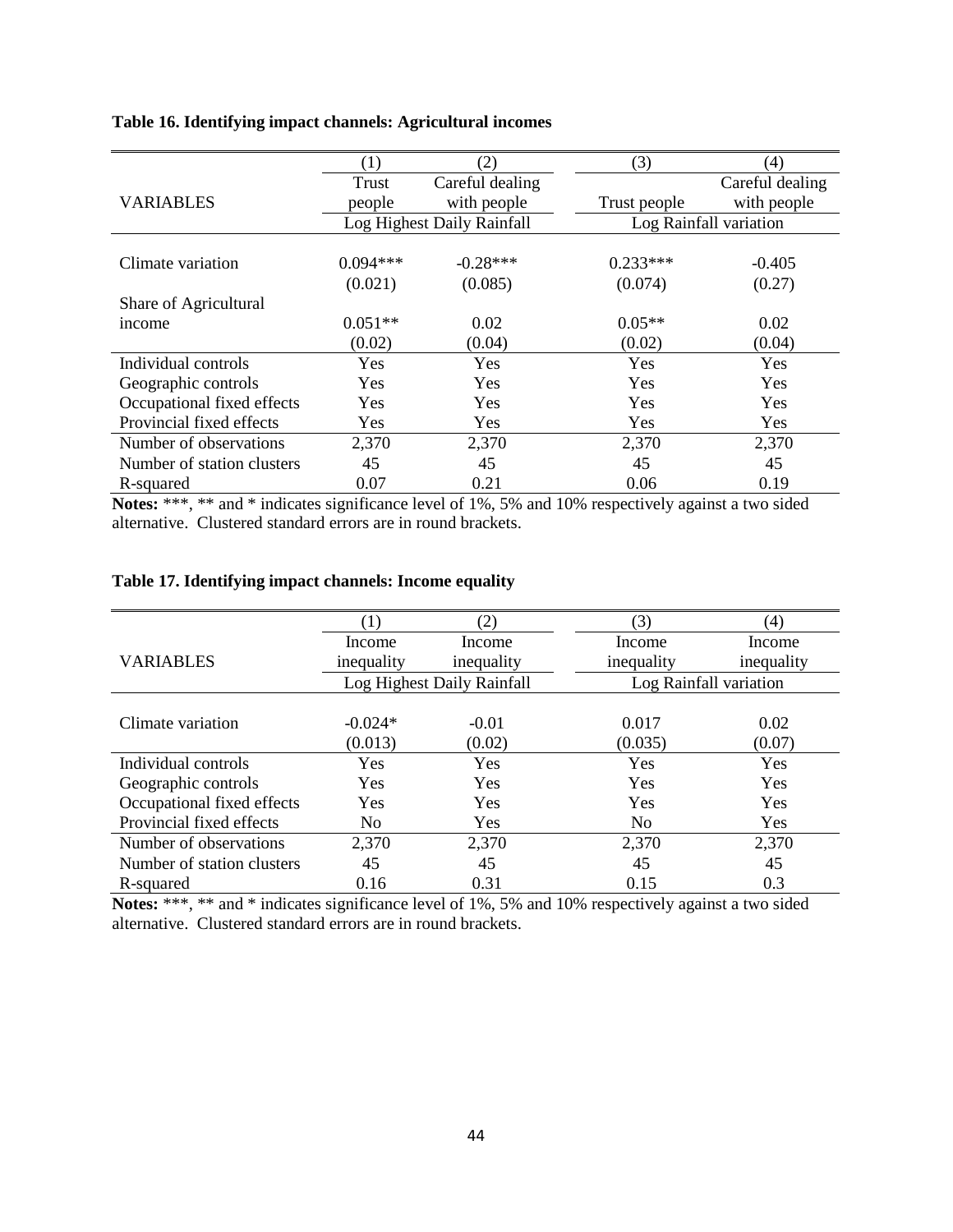**Table 16. Identifying impact channels: Agricultural incomes**

| | (1) | (2) | (3) | (4) |
|---|---|---|---|---|
| VARIABLES | Trust people | Careful dealing with people | Trust people | Careful dealing with people |
| | Log Highest Daily Rainfall | | Log Rainfall variation | |
| Climate variation | 0.094*** | -0.28*** | 0.233*** | -0.405 |
| | (0.021) | (0.085) | (0.074) | (0.27) |
| Share of Agricultural income | 0.051** | 0.02 | 0.05** | 0.02 |
| | (0.02) | (0.04) | (0.02) | (0.04) |
| Individual controls | Yes | Yes | Yes | Yes |
| Geographic controls | Yes | Yes | Yes | Yes |
| Occupational fixed effects | Yes | Yes | Yes | Yes |
| Provincial fixed effects | Yes | Yes | Yes | Yes |
| Number of observations | 2,370 | 2,370 | 2,370 | 2,370 |
| Number of station clusters | 45 | 45 | 45 | 45 |
| R-squared | 0.07 | 0.21 | 0.06 | 0.19 |

**Notes:** ***, ** and * indicates significance level of 1%, 5% and 10% respectively against a two sided alternative. Clustered standard errors are in round brackets.

**Table 17. Identifying impact channels: Income equality**

| | (1) | (2) | (3) | (4) |
|---|---|---|---|---|
| VARIABLES | Income inequality | Income inequality | Income inequality | Income inequality |
| | Log Highest Daily Rainfall | | Log Rainfall variation | |
| Climate variation | -0.024* | -0.01 | 0.017 | 0.02 |
| | (0.013) | (0.02) | (0.035) | (0.07) |
| Individual controls | Yes | Yes | Yes | Yes |
| Geographic controls | Yes | Yes | Yes | Yes |
| Occupational fixed effects | Yes | Yes | Yes | Yes |
| Provincial fixed effects | No | Yes | No | Yes |
| Number of observations | 2,370 | 2,370 | 2,370 | 2,370 |
| Number of station clusters | 45 | 45 | 45 | 45 |
| R-squared | 0.16 | 0.31 | 0.15 | 0.3 |

**Notes:** ***, ** and * indicates significance level of 1%, 5% and 10% respectively against a two sided alternative. Clustered standard errors are in round brackets.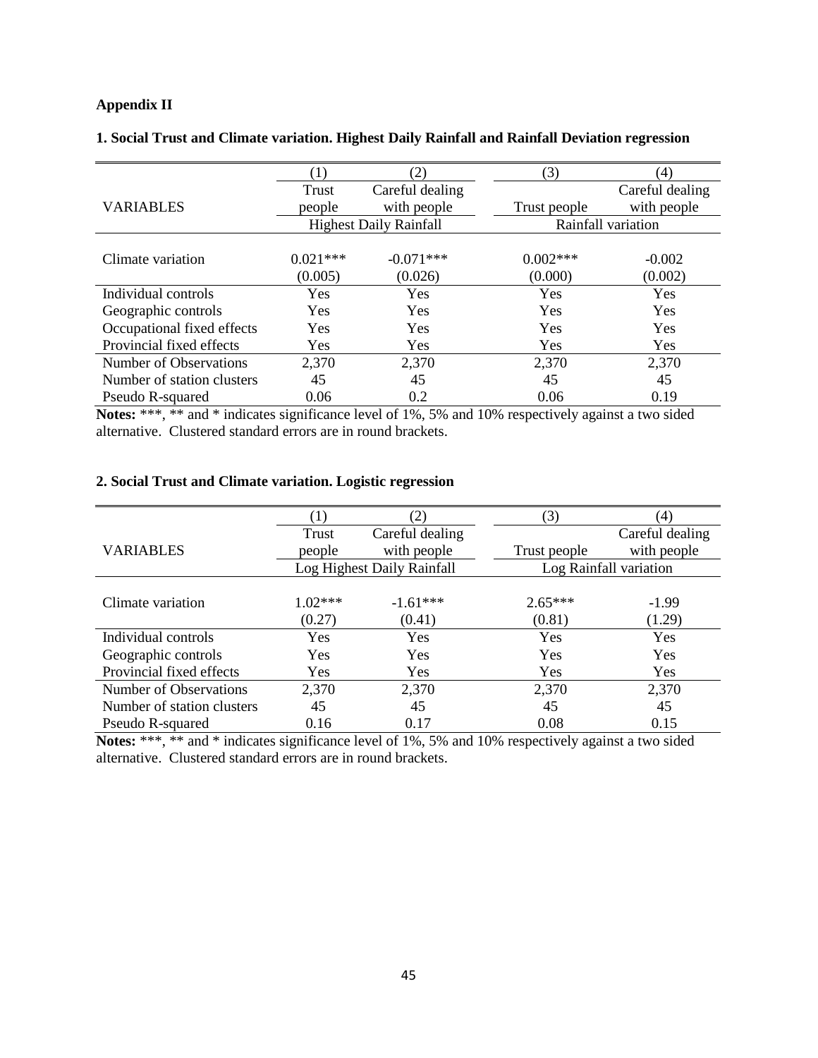**Appendix II**

**1. Social Trust and Climate variation. Highest Daily Rainfall and Rainfall Deviation regression**

| | (1) | (2) | (3) | (4) |
|---|---|---|---|---|
| VARIABLES | Trust people | Careful dealing with people | Trust people | Careful dealing with people |
| | Highest Daily Rainfall | | Rainfall variation | |
| Climate variation | 0.021*** | -0.071*** | 0.002*** | -0.002 |
| | (0.005) | (0.026) | (0.000) | (0.002) |
| Individual controls | Yes | Yes | Yes | Yes |
| Geographic controls | Yes | Yes | Yes | Yes |
| Occupational fixed effects | Yes | Yes | Yes | Yes |
| Provincial fixed effects | Yes | Yes | Yes | Yes |
| Number of Observations | 2,370 | 2,370 | 2,370 | 2,370 |
| Number of station clusters | 45 | 45 | 45 | 45 |
| Pseudo R-squared | 0.06 | 0.2 | 0.06 | 0.19 |

**Notes:** ***, ** and * indicates significance level of 1%, 5% and 10% respectively against a two sided alternative. Clustered standard errors are in round brackets.

**2. Social Trust and Climate variation. Logistic regression**

| | (1) | (2) | (3) | (4) |
|---|---|---|---|---|
| VARIABLES | Trust people | Careful dealing with people | Trust people | Careful dealing with people |
| | Log Highest Daily Rainfall | | Log Rainfall variation | |
| Climate variation | 1.02*** | -1.61*** | 2.65*** | -1.99 |
| | (0.27) | (0.41) | (0.81) | (1.29) |
| Individual controls | Yes | Yes | Yes | Yes |
| Geographic controls | Yes | Yes | Yes | Yes |
| Provincial fixed effects | Yes | Yes | Yes | Yes |
| Number of Observations | 2,370 | 2,370 | 2,370 | 2,370 |
| Number of station clusters | 45 | 45 | 45 | 45 |
| Pseudo R-squared | 0.16 | 0.17 | 0.08 | 0.15 |

**Notes:** ***, ** and * indicates significance level of 1%, 5% and 10% respectively against a two sided alternative. Clustered standard errors are in round brackets.